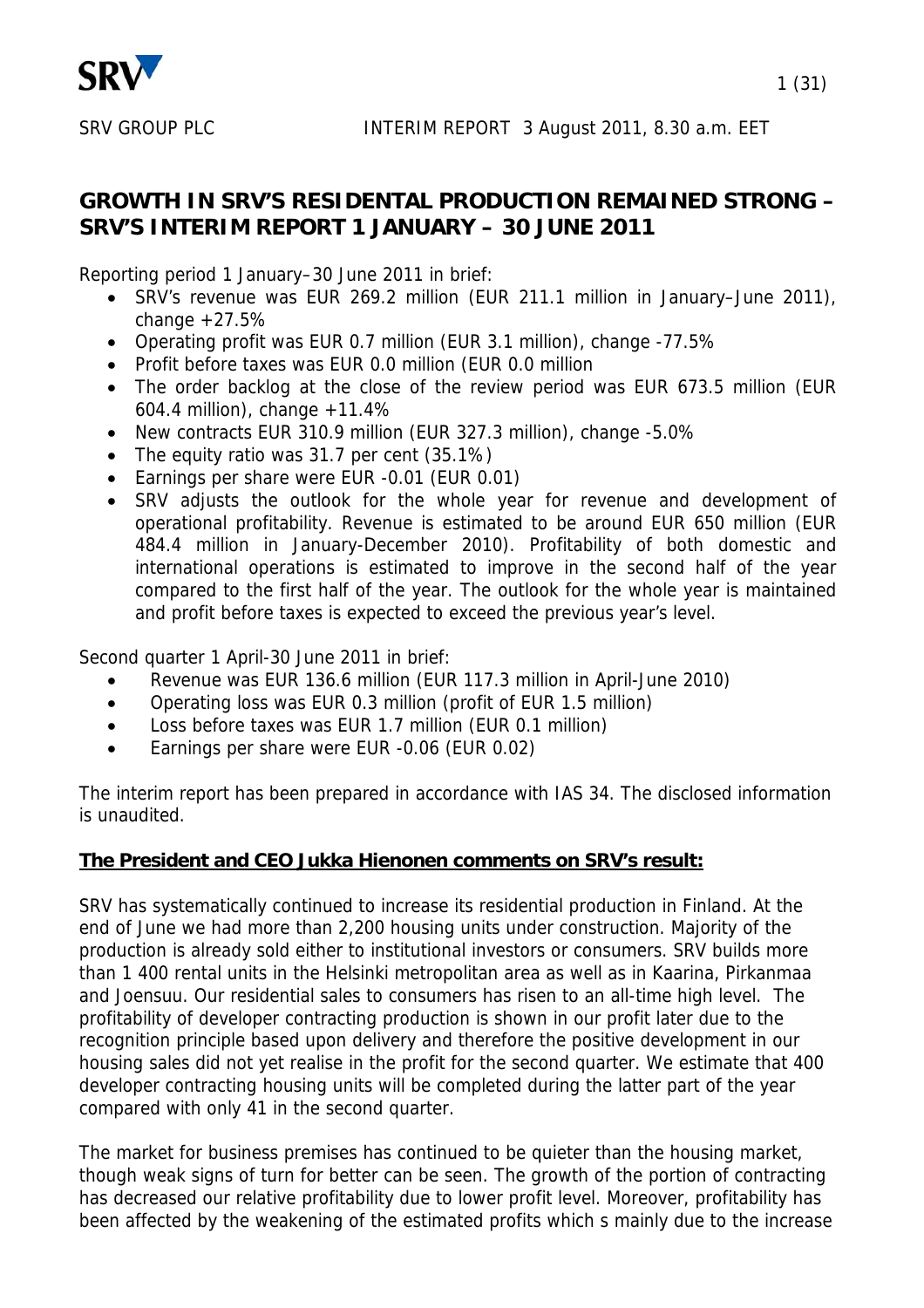SRV GROUP PLC INTERIM REPORT 3 August 2011, 8.30 a.m. EET

# GROWTH IN SRV'S RESIDENTAL PRODUCTION REMAINED STRONG – SRV'S INTERIM REPORT 1 JANUARY – 30 JUNE 2011

Reporting period 1 January–30 June 2011 in brief:

- SRV's revenue was EUR 269.2 million (EUR 211.1 million in January–June 2011), change +27.5%
- Operating profit was EUR 0.7 million (EUR 3.1 million), change -77.5%
- Profit before taxes was EUR 0.0 million (EUR 0.0 million
- The order backlog at the close of the review period was EUR 673.5 million (EUR 604.4 million), change +11.4%
- New contracts EUR 310.9 million (EUR 327.3 million), change -5.0%
- The equity ratio was 31.7 per cent (35.1%)
- Earnings per share were EUR -0.01 (EUR 0.01)
- SRV adjusts the outlook for the whole year for revenue and development of operational profitability. Revenue is estimated to be around EUR 650 million (EUR 484.4 million in January-December 2010). Profitability of both domestic and international operations is estimated to improve in the second half of the year compared to the first half of the year. The outlook for the whole year is maintained and profit before taxes is expected to exceed the previous year's level.

Second quarter 1 April-30 June 2011 in brief:

- Revenue was EUR 136.6 million (EUR 117.3 million in April-June 2010)
- Operating loss was EUR 0.3 million (profit of EUR 1.5 million)
- Loss before taxes was EUR 1.7 million (EUR 0.1 million)
- Earnings per share were EUR -0.06 (EUR 0.02)

The interim report has been prepared in accordance with IAS 34. The disclosed information is unaudited.

**The President and CEO Jukka Hienonen comments on SRV's result:**

SRV has systematically continued to increase its residential production in Finland. At the end of June we had more than 2,200 housing units under construction. Majority of the production is already sold either to institutional investors or consumers. SRV builds more than 1 400 rental units in the Helsinki metropolitan area as well as in Kaarina, Pirkanmaa and Joensuu. Our residential sales to consumers has risen to an all-time high level. The profitability of developer contracting production is shown in our profit later due to the recognition principle based upon delivery and therefore the positive development in our housing sales did not yet realise in the profit for the second quarter. We estimate that 400 developer contracting housing units will be completed during the latter part of the year compared with only 41 in the second quarter.

The market for business premises has continued to be quieter than the housing market, though weak signs of turn for better can be seen. The growth of the portion of contracting has decreased our relative profitability due to lower profit level. Moreover, profitability has been affected by the weakening of the estimated profits which s mainly due to the increase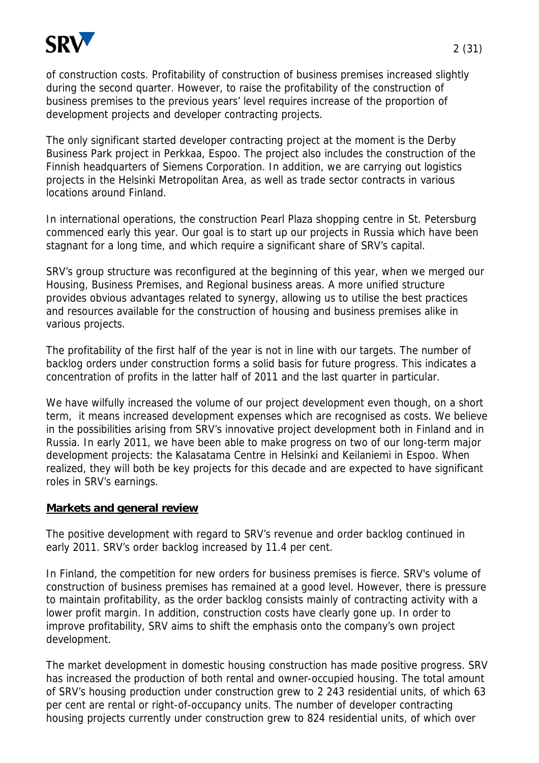of construction costs. Profitability of construction of business premises increased slightly during the second quarter. However, to raise the profitability of the construction of business premises to the previous years' level requires increase of the proportion of development projects and developer contracting projects.

The only significant started developer contracting project at the moment is the Derby Business Park project in Perkkaa, Espoo. The project also includes the construction of the Finnish headquarters of Siemens Corporation. In addition, we are carrying out logistics projects in the Helsinki Metropolitan Area, as well as trade sector contracts in various locations around Finland.

In international operations, the construction Pearl Plaza shopping centre in St. Petersburg commenced early this year. Our goal is to start up our projects in Russia which have been stagnant for a long time, and which require a significant share of SRV's capital.

SRV's group structure was reconfigured at the beginning of this year, when we merged our Housing, Business Premises, and Regional business areas. A more unified structure provides obvious advantages related to synergy, allowing us to utilise the best practices and resources available for the construction of housing and business premises alike in various projects.

The profitability of the first half of the year is not in line with our targets. The number of backlog orders under construction forms a solid basis for future progress. This indicates a concentration of profits in the latter half of 2011 and the last quarter in particular.

We have wilfully increased the volume of our project development even though, on a short term, it means increased development expenses which are recognised as costs. We believe in the possibilities arising from SRV's innovative project development both in Finland and in Russia. In early 2011, we have been able to make progress on two of our long-term major development projects: the Kalasatama Centre in Helsinki and Keilaniemi in Espoo. When realized, they will both be key projects for this decade and are expected to have significant roles in SRV's earnings.

## Markets and general review

The positive development with regard to SRV's revenue and order backlog continued in early 2011. SRV's order backlog increased by 11.4 per cent.

In Finland, the competition for new orders for business premises is fierce. SRV's volume of construction of business premises has remained at a good level. However, there is pressure to maintain profitability, as the order backlog consists mainly of contracting activity with a lower profit margin. In addition, construction costs have clearly gone up. In order to improve profitability, SRV aims to shift the emphasis onto the company's own project development.

The market development in domestic housing construction has made positive progress. SRV has increased the production of both rental and owner-occupied housing. The total amount of SRV's housing production under construction grew to 2 243 residential units, of which 63 per cent are rental or right-of-occupancy units. The number of developer contracting housing projects currently under construction grew to 824 residential units, of which over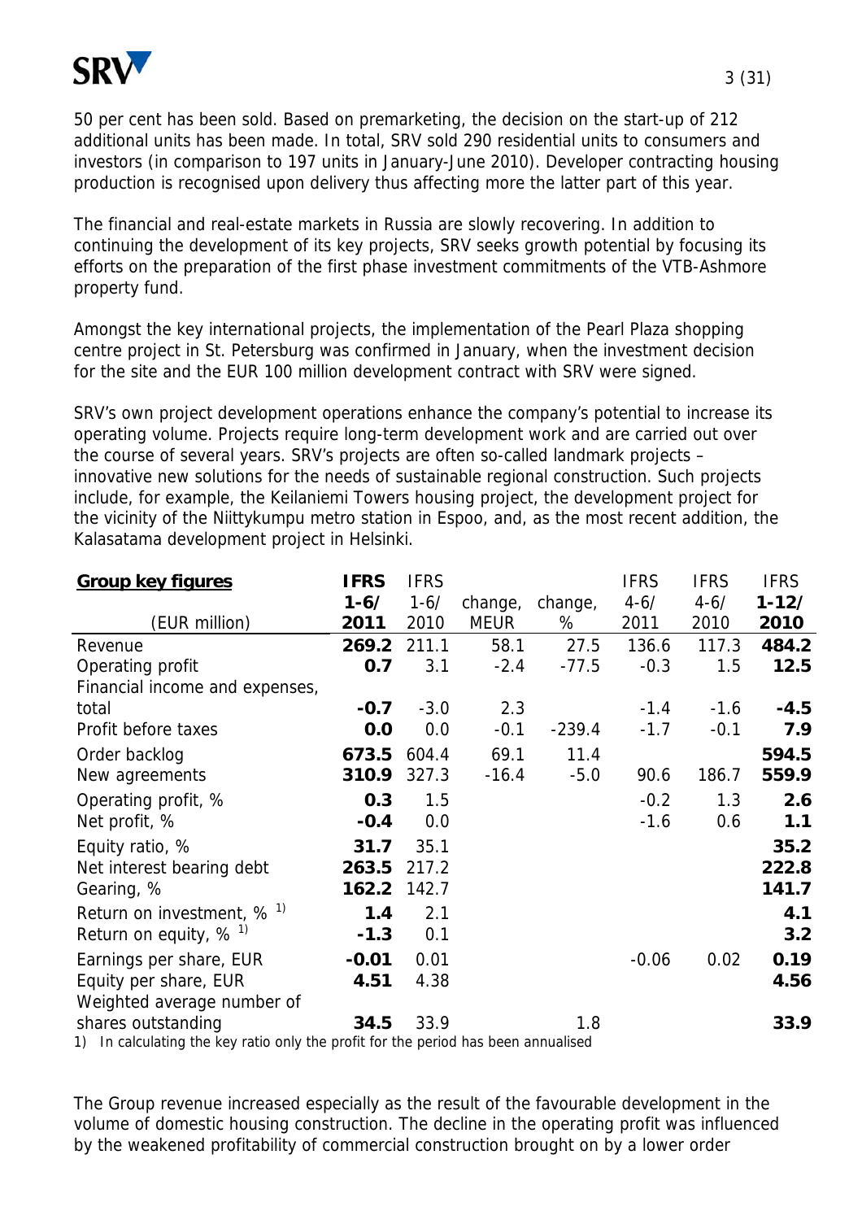50 per cent has been sold. Based on premarketing, the decision on the start-up of 212 additional units has been made. In total, SRV sold 290 residential units to consumers and investors (in comparison to 197 units in January-June 2010). Developer contracting housing production is recognised upon delivery thus affecting more the latter part of this year.

The financial and real-estate markets in Russia are slowly recovering. In addition to continuing the development of its key projects, SRV seeks growth potential by focusing its efforts on the preparation of the first phase investment commitments of the VTB-Ashmore property fund.

Amongst the key international projects, the implementation of the Pearl Plaza shopping centre project in St. Petersburg was confirmed in January, when the investment decision for the site and the EUR 100 million development contract with SRV were signed.

SRV's own project development operations enhance the company's potential to increase its operating volume. Projects require long-term development work and are carried out over the course of several years. SRV's projects are often so-called landmark projects – innovative new solutions for the needs of sustainable regional construction. Such projects include, for example, the Keilaniemi Towers housing project, the development project for the vicinity of the Niittykumpu metro station in Espoo, and, as the most recent addition, the Kalasatama development project in Helsinki.

| **Group key figures** (EUR million) | **IFRS 1-6/ 2011** | IFRS 1-6/ 2010 | change, MEUR | change, % | IFRS 4-6/ 2011 | IFRS 4-6/ 2010 | **IFRS 1-12/ 2010** |
|---|---|---|---|---|---|---|---|
| Revenue | **269.2** | 211.1 | 58.1 | 27.5 | 136.6 | 117.3 | **484.2** |
| Operating profit | **0.7** | 3.1 | -2.4 | -77.5 | -0.3 | 1.5 | **12.5** |
| Financial income and expenses, total | **-0.7** | -3.0 | 2.3 | | -1.4 | -1.6 | **-4.5** |
| Profit before taxes | **0.0** | 0.0 | -0.1 | -239.4 | -1.7 | -0.1 | **7.9** |
| Order backlog | **673.5** | 604.4 | 69.1 | 11.4 | | | **594.5** |
| New agreements | **310.9** | 327.3 | -16.4 | -5.0 | 90.6 | 186.7 | **559.9** |
| Operating profit, % | **0.3** | 1.5 | | | -0.2 | 1.3 | **2.6** |
| Net profit, % | **-0.4** | 0.0 | | | -1.6 | 0.6 | **1.1** |
| Equity ratio, % | **31.7** | 35.1 | | | | | **35.2** |
| Net interest bearing debt | **263.5** | 217.2 | | | | | **222.8** |
| Gearing, % | **162.2** | 142.7 | | | | | **141.7** |
| Return on investment, % [1] | **1.4** | 2.1 | | | | | **4.1** |
| Return on equity, % [1] | **-1.3** | 0.1 | | | | | **3.2** |
| Earnings per share, EUR | **-0.01** | 0.01 | | | -0.06 | 0.02 | **0.19** |
| Equity per share, EUR | **4.51** | 4.38 | | | | | **4.56** |
| Weighted average number of shares outstanding | **34.5** | 33.9 | | 1.8 | | | **33.9** |

1) In calculating the key ratio only the profit for the period has been annualised

The Group revenue increased especially as the result of the favourable development in the volume of domestic housing construction. The decline in the operating profit was influenced by the weakened profitability of commercial construction brought on by a lower order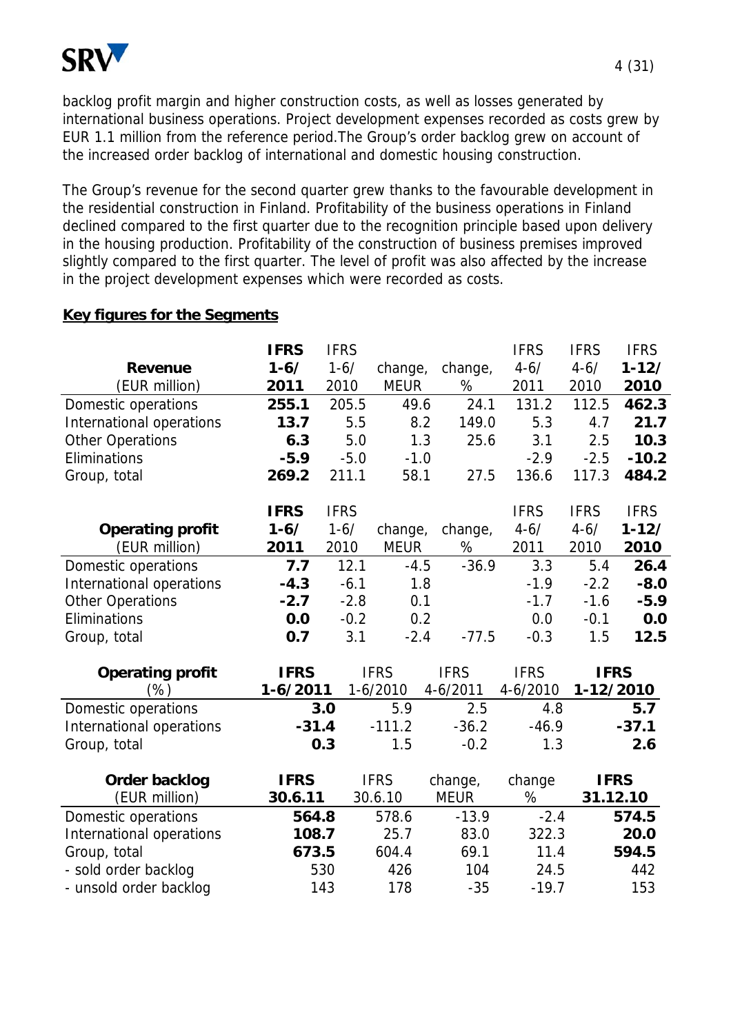backlog profit margin and higher construction costs, as well as losses generated by international business operations. Project development expenses recorded as costs grew by EUR 1.1 million from the reference period.The Group's order backlog grew on account of the increased order backlog of international and domestic housing construction.

The Group's revenue for the second quarter grew thanks to the favourable development in the residential construction in Finland. Profitability of the business operations in Finland declined compared to the first quarter due to the recognition principle based upon delivery in the housing production. Profitability of the construction of business premises improved slightly compared to the first quarter. The level of profit was also affected by the increase in the project development expenses which were recorded as costs.

**Key figures for the Segments**

| **Revenue** (EUR million) | **IFRS 1-6/ 2011** | IFRS 1-6/ 2010 | change, MEUR | change, % | IFRS 4-6/ 2011 | IFRS 4-6/ 2010 | **IFRS 1-12/ 2010** |
|---|---|---|---|---|---|---|---|
| Domestic operations | **255.1** | 205.5 | 49.6 | 24.1 | 131.2 | 112.5 | **462.3** |
| International operations | **13.7** | 5.5 | 8.2 | 149.0 | 5.3 | 4.7 | **21.7** |
| Other Operations | **6.3** | 5.0 | 1.3 | 25.6 | 3.1 | 2.5 | **10.3** |
| Eliminations | **-5.9** | -5.0 | -1.0 | | -2.9 | -2.5 | **-10.2** |
| Group, total | **269.2** | 211.1 | 58.1 | 27.5 | 136.6 | 117.3 | **484.2** |

| **Operating profit** (EUR million) | **IFRS 1-6/ 2011** | IFRS 1-6/ 2010 | change, MEUR | change, % | IFRS 4-6/ 2011 | IFRS 4-6/ 2010 | **IFRS 1-12/ 2010** |
|---|---|---|---|---|---|---|---|
| Domestic operations | **7.7** | 12.1 | -4.5 | -36.9 | 3.3 | 5.4 | **26.4** |
| International operations | **-4.3** | -6.1 | 1.8 | | -1.9 | -2.2 | **-8.0** |
| Other Operations | **-2.7** | -2.8 | 0.1 | | -1.7 | -1.6 | **-5.9** |
| Eliminations | **0.0** | -0.2 | 0.2 | | 0.0 | -0.1 | **0.0** |
| Group, total | **0.7** | 3.1 | -2.4 | -77.5 | -0.3 | 1.5 | **12.5** |

| **Operating profit** (%) | **IFRS 1-6/2011** | IFRS 1-6/2010 | IFRS 4-6/2011 | IFRS 4-6/2010 | **IFRS 1-12/2010** |
|---|---|---|---|---|---|
| Domestic operations | **3.0** | 5.9 | 2.5 | 4.8 | **5.7** |
| International operations | **-31.4** | -111.2 | -36.2 | -46.9 | **-37.1** |
| Group, total | **0.3** | 1.5 | -0.2 | 1.3 | **2.6** |

| **Order backlog** (EUR million) | **IFRS 30.6.11** | IFRS 30.6.10 | change, MEUR | change % | **IFRS 31.12.10** |
|---|---|---|---|---|---|
| Domestic operations | **564.8** | 578.6 | -13.9 | -2.4 | **574.5** |
| International operations | **108.7** | 25.7 | 83.0 | 322.3 | **20.0** |
| Group, total | **673.5** | 604.4 | 69.1 | 11.4 | **594.5** |
| - sold order backlog | 530 | 426 | 104 | 24.5 | 442 |
| - unsold order backlog | 143 | 178 | -35 | -19.7 | 153 |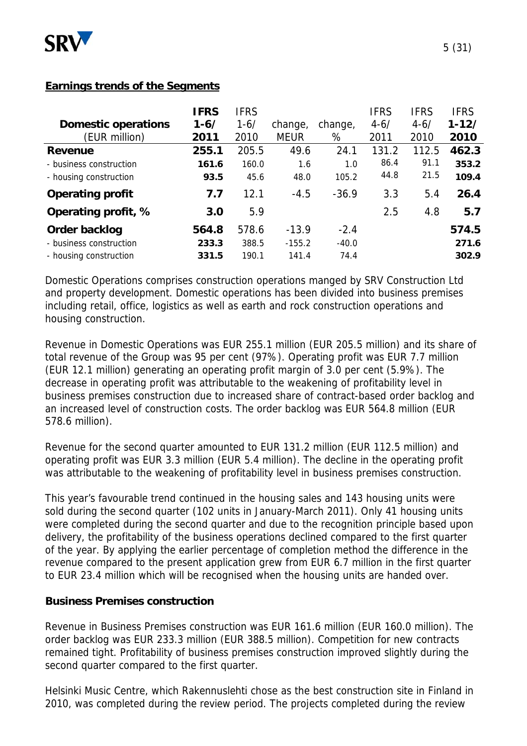## Earnings trends of the Segments

| Domestic operations (EUR million) | IFRS 1-6/ 2011 | IFRS 1-6/ 2010 | change, MEUR | change, % | IFRS 4-6/ 2011 | IFRS 4-6/ 2010 | IFRS 1-12/ 2010 |
|---|---|---|---|---|---|---|---|
| **Revenue** | **255.1** | 205.5 | 49.6 | 24.1 | 131.2 | 112.5 | **462.3** |
| - business construction | **161.6** | 160.0 | 1.6 | 1.0 | 86.4 | 91.1 | **353.2** |
| - housing construction | **93.5** | 45.6 | 48.0 | 105.2 | 44.8 | 21.5 | **109.4** |
| **Operating profit** | **7.7** | 12.1 | -4.5 | -36.9 | 3.3 | 5.4 | **26.4** |
| **Operating profit, %** | **3.0** | 5.9 | | | 2.5 | 4.8 | **5.7** |
| **Order backlog** | **564.8** | 578.6 | -13.9 | -2.4 | | | **574.5** |
| - business construction | **233.3** | 388.5 | -155.2 | -40.0 | | | **271.6** |
| - housing construction | **331.5** | 190.1 | 141.4 | 74.4 | | | **302.9** |

Domestic Operations comprises construction operations manged by SRV Construction Ltd and property development. Domestic operations has been divided into business premises including retail, office, logistics as well as earth and rock construction operations and housing construction.

Revenue in Domestic Operations was EUR 255.1 million (EUR 205.5 million) and its share of total revenue of the Group was 95 per cent (97%). Operating profit was EUR 7.7 million (EUR 12.1 million) generating an operating profit margin of 3.0 per cent (5.9%). The decrease in operating profit was attributable to the weakening of profitability level in business premises construction due to increased share of contract-based order backlog and an increased level of construction costs. The order backlog was EUR 564.8 million (EUR 578.6 million).

Revenue for the second quarter amounted to EUR 131.2 million (EUR 112.5 million) and operating profit was EUR 3.3 million (EUR 5.4 million). The decline in the operating profit was attributable to the weakening of profitability level in business premises construction.

This year's favourable trend continued in the housing sales and 143 housing units were sold during the second quarter (102 units in January-March 2011). Only 41 housing units were completed during the second quarter and due to the recognition principle based upon delivery, the profitability of the business operations declined compared to the first quarter of the year. By applying the earlier percentage of completion method the difference in the revenue compared to the present application grew from EUR 6.7 million in the first quarter to EUR 23.4 million which will be recognised when the housing units are handed over.

**Business Premises construction**

Revenue in Business Premises construction was EUR 161.6 million (EUR 160.0 million). The order backlog was EUR 233.3 million (EUR 388.5 million). Competition for new contracts remained tight. Profitability of business premises construction improved slightly during the second quarter compared to the first quarter.

Helsinki Music Centre, which Rakennuslehti chose as the best construction site in Finland in 2010, was completed during the review period. The projects completed during the review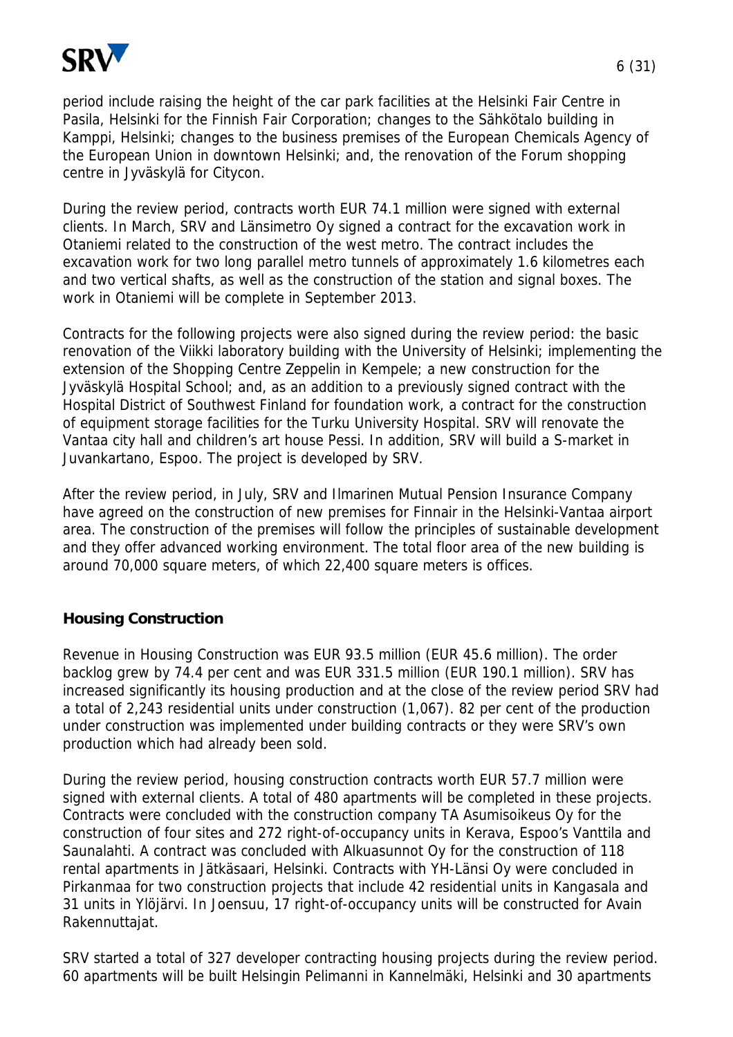period include raising the height of the car park facilities at the Helsinki Fair Centre in Pasila, Helsinki for the Finnish Fair Corporation; changes to the Sähkötalo building in Kamppi, Helsinki; changes to the business premises of the European Chemicals Agency of the European Union in downtown Helsinki; and, the renovation of the Forum shopping centre in Jyväskylä for Citycon.

During the review period, contracts worth EUR 74.1 million were signed with external clients. In March, SRV and Länsimetro Oy signed a contract for the excavation work in Otaniemi related to the construction of the west metro. The contract includes the excavation work for two long parallel metro tunnels of approximately 1.6 kilometres each and two vertical shafts, as well as the construction of the station and signal boxes. The work in Otaniemi will be complete in September 2013.

Contracts for the following projects were also signed during the review period: the basic renovation of the Viikki laboratory building with the University of Helsinki; implementing the extension of the Shopping Centre Zeppelin in Kempele; a new construction for the Jyväskylä Hospital School; and, as an addition to a previously signed contract with the Hospital District of Southwest Finland for foundation work, a contract for the construction of equipment storage facilities for the Turku University Hospital. SRV will renovate the Vantaa city hall and children's art house Pessi. In addition, SRV will build a S-market in Juvankartano, Espoo. The project is developed by SRV.

After the review period, in July, SRV and Ilmarinen Mutual Pension Insurance Company have agreed on the construction of new premises for Finnair in the Helsinki-Vantaa airport area. The construction of the premises will follow the principles of sustainable development and they offer advanced working environment. The total floor area of the new building is around 70,000 square meters, of which 22,400 square meters is offices.

**Housing Construction**

Revenue in Housing Construction was EUR 93.5 million (EUR 45.6 million). The order backlog grew by 74.4 per cent and was EUR 331.5 million (EUR 190.1 million). SRV has increased significantly its housing production and at the close of the review period SRV had a total of 2,243 residential units under construction (1,067). 82 per cent of the production under construction was implemented under building contracts or they were SRV's own production which had already been sold.

During the review period, housing construction contracts worth EUR 57.7 million were signed with external clients. A total of 480 apartments will be completed in these projects. Contracts were concluded with the construction company TA Asumisoikeus Oy for the construction of four sites and 272 right-of-occupancy units in Kerava, Espoo's Vanttila and Saunalahti. A contract was concluded with Alkuasunnot Oy for the construction of 118 rental apartments in Jätkäsaari, Helsinki. Contracts with YH-Länsi Oy were concluded in Pirkanmaa for two construction projects that include 42 residential units in Kangasala and 31 units in Ylöjärvi. In Joensuu, 17 right-of-occupancy units will be constructed for Avain Rakennuttajat.

SRV started a total of 327 developer contracting housing projects during the review period. 60 apartments will be built Helsingin Pelimanni in Kannelmäki, Helsinki and 30 apartments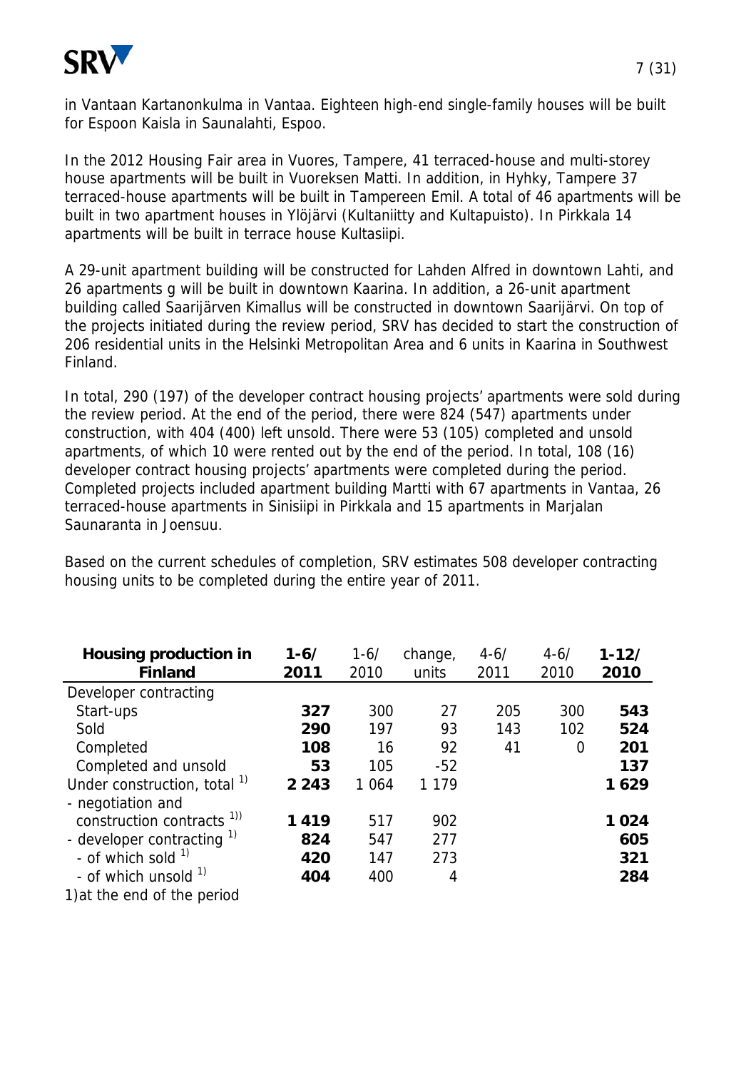in Vantaan Kartanonkulma in Vantaa. Eighteen high-end single-family houses will be built for Espoon Kaisla in Saunalahti, Espoo.

In the 2012 Housing Fair area in Vuores, Tampere, 41 terraced-house and multi-storey house apartments will be built in Vuoreksen Matti. In addition, in Hyhky, Tampere 37 terraced-house apartments will be built in Tampereen Emil. A total of 46 apartments will be built in two apartment houses in Ylöjärvi (Kultaniitty and Kultapuisto). In Pirkkala 14 apartments will be built in terrace house Kultasiipi.

A 29-unit apartment building will be constructed for Lahden Alfred in downtown Lahti, and 26 apartments g will be built in downtown Kaarina. In addition, a 26-unit apartment building called Saarijärven Kimallus will be constructed in downtown Saarijärvi. On top of the projects initiated during the review period, SRV has decided to start the construction of 206 residential units in the Helsinki Metropolitan Area and 6 units in Kaarina in Southwest Finland.

In total, 290 (197) of the developer contract housing projects' apartments were sold during the review period. At the end of the period, there were 824 (547) apartments under construction, with 404 (400) left unsold. There were 53 (105) completed and unsold apartments, of which 10 were rented out by the end of the period. In total, 108 (16) developer contract housing projects' apartments were completed during the period. Completed projects included apartment building Martti with 67 apartments in Vantaa, 26 terraced-house apartments in Sinisiipi in Pirkkala and 15 apartments in Marjalan Saunaranta in Joensuu.

Based on the current schedules of completion, SRV estimates 508 developer contracting housing units to be completed during the entire year of 2011.

| **Housing production in Finland** | **1-6/ 2011** | 1-6/ 2010 | change, units | 4-6/ 2011 | 4-6/ 2010 | **1-12/ 2010** |
|---|---|---|---|---|---|---|
| Developer contracting | | | | | | |
| Start-ups | **327** | 300 | 27 | 205 | 300 | **543** |
| Sold | **290** | 197 | 93 | 143 | 102 | **524** |
| Completed | **108** | 16 | 92 | 41 | 0 | **201** |
| Completed and unsold | **53** | 105 | -52 | | | **137** |
| Under construction, total [1] | **2 243** | 1 064 | 1 179 | | | **1 629** |
| - negotiation and construction contracts [1] | **1 419** | 517 | 902 | | | **1 024** |
| - developer contracting [1] | **824** | 547 | 277 | | | **605** |
| - of which sold [1] | **420** | 147 | 273 | | | **321** |
| - of which unsold [1] | **404** | 400 | 4 | | | **284** |

1)at the end of the period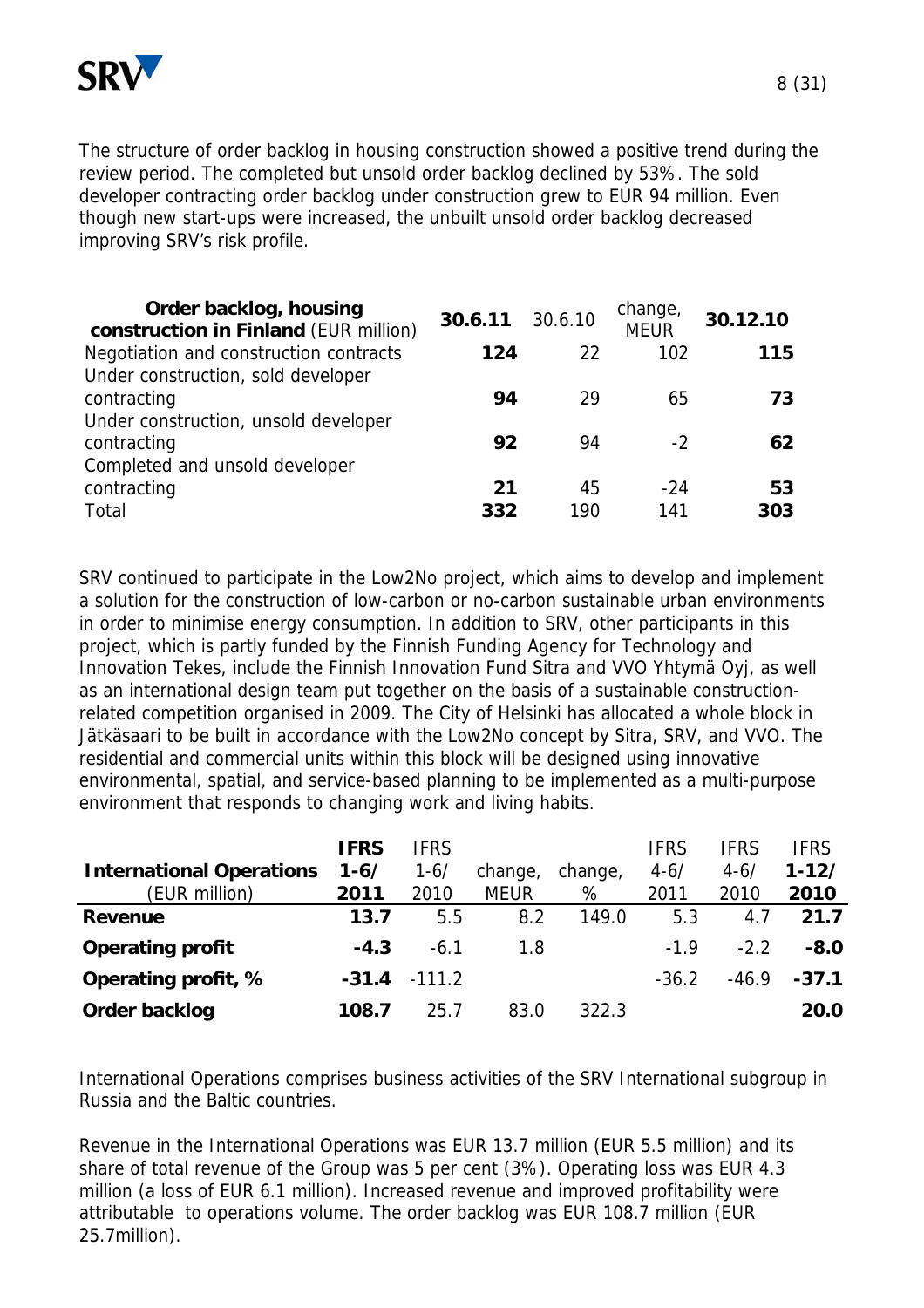The structure of order backlog in housing construction showed a positive trend during the review period. The completed but unsold order backlog declined by 53%. The sold developer contracting order backlog under construction grew to EUR 94 million. Even though new start-ups were increased, the unbuilt unsold order backlog decreased improving SRV's risk profile.

| **Order backlog, housing construction in Finland** (EUR million) | **30.6.11** | 30.6.10 | change, MEUR | **30.12.10** |
|---|---|---|---|---|
| Negotiation and construction contracts | **124** | 22 | 102 | **115** |
| Under construction, sold developer contracting | **94** | 29 | 65 | **73** |
| Under construction, unsold developer contracting | **92** | 94 | -2 | **62** |
| Completed and unsold developer contracting | **21** | 45 | -24 | **53** |
| Total | **332** | 190 | 141 | **303** |

SRV continued to participate in the Low2No project, which aims to develop and implement a solution for the construction of low-carbon or no-carbon sustainable urban environments in order to minimise energy consumption. In addition to SRV, other participants in this project, which is partly funded by the Finnish Funding Agency for Technology and Innovation Tekes, include the Finnish Innovation Fund Sitra and VVO Yhtymä Oyj, as well as an international design team put together on the basis of a sustainable construction-related competition organised in 2009. The City of Helsinki has allocated a whole block in Jätkäsaari to be built in accordance with the Low2No concept by Sitra, SRV, and VVO. The residential and commercial units within this block will be designed using innovative environmental, spatial, and service-based planning to be implemented as a multi-purpose environment that responds to changing work and living habits.

| **International Operations** (EUR million) | **IFRS 1-6/ 2011** | IFRS 1-6/ 2010 | change, MEUR | change, % | IFRS 4-6/ 2011 | IFRS 4-6/ 2010 | **IFRS 1-12/ 2010** |
|---|---|---|---|---|---|---|---|
| **Revenue** | **13.7** | 5.5 | 8.2 | 149.0 | 5.3 | 4.7 | **21.7** |
| **Operating profit** | **-4.3** | -6.1 | 1.8 | | -1.9 | -2.2 | **-8.0** |
| **Operating profit, %** | **-31.4** | -111.2 | | | -36.2 | -46.9 | **-37.1** |
| **Order backlog** | **108.7** | 25.7 | 83.0 | 322.3 | | | **20.0** |

International Operations comprises business activities of the SRV International subgroup in Russia and the Baltic countries.

Revenue in the International Operations was EUR 13.7 million (EUR 5.5 million) and its share of total revenue of the Group was 5 per cent (3%). Operating loss was EUR 4.3 million (a loss of EUR 6.1 million). Increased revenue and improved profitability were attributable to operations volume. The order backlog was EUR 108.7 million (EUR 25.7million).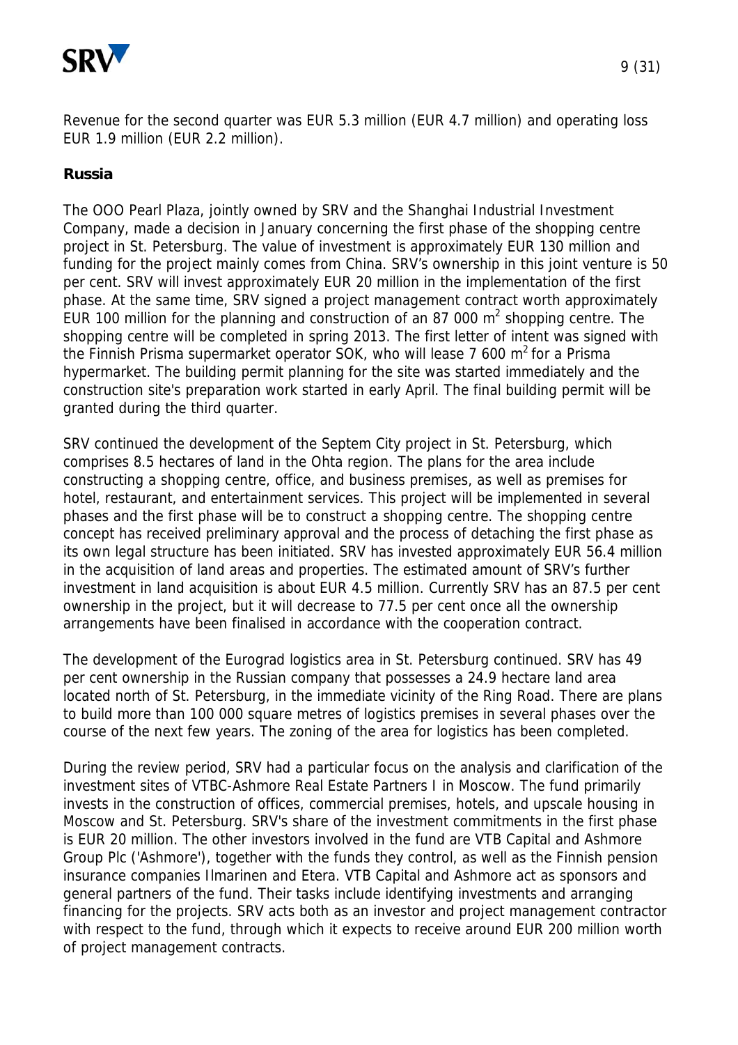Revenue for the second quarter was EUR 5.3 million (EUR 4.7 million) and operating loss EUR 1.9 million (EUR 2.2 million).

**Russia**

The OOO Pearl Plaza, jointly owned by SRV and the Shanghai Industrial Investment Company, made a decision in January concerning the first phase of the shopping centre project in St. Petersburg. The value of investment is approximately EUR 130 million and funding for the project mainly comes from China. SRV's ownership in this joint venture is 50 per cent. SRV will invest approximately EUR 20 million in the implementation of the first phase. At the same time, SRV signed a project management contract worth approximately EUR 100 million for the planning and construction of an 87 000 $m^2$ shopping centre. The shopping centre will be completed in spring 2013. The first letter of intent was signed with the Finnish Prisma supermarket operator SOK, who will lease 7 600 $m^2$ for a Prisma hypermarket. The building permit planning for the site was started immediately and the construction site's preparation work started in early April. The final building permit will be granted during the third quarter.

SRV continued the development of the Septem City project in St. Petersburg, which comprises 8.5 hectares of land in the Ohta region. The plans for the area include constructing a shopping centre, office, and business premises, as well as premises for hotel, restaurant, and entertainment services. This project will be implemented in several phases and the first phase will be to construct a shopping centre. The shopping centre concept has received preliminary approval and the process of detaching the first phase as its own legal structure has been initiated. SRV has invested approximately EUR 56.4 million in the acquisition of land areas and properties. The estimated amount of SRV's further investment in land acquisition is about EUR 4.5 million. Currently SRV has an 87.5 per cent ownership in the project, but it will decrease to 77.5 per cent once all the ownership arrangements have been finalised in accordance with the cooperation contract.

The development of the Eurograd logistics area in St. Petersburg continued. SRV has 49 per cent ownership in the Russian company that possesses a 24.9 hectare land area located north of St. Petersburg, in the immediate vicinity of the Ring Road. There are plans to build more than 100 000 square metres of logistics premises in several phases over the course of the next few years. The zoning of the area for logistics has been completed.

During the review period, SRV had a particular focus on the analysis and clarification of the investment sites of VTBC-Ashmore Real Estate Partners I in Moscow. The fund primarily invests in the construction of offices, commercial premises, hotels, and upscale housing in Moscow and St. Petersburg. SRV's share of the investment commitments in the first phase is EUR 20 million. The other investors involved in the fund are VTB Capital and Ashmore Group Plc ('Ashmore'), together with the funds they control, as well as the Finnish pension insurance companies Ilmarinen and Etera. VTB Capital and Ashmore act as sponsors and general partners of the fund. Their tasks include identifying investments and arranging financing for the projects. SRV acts both as an investor and project management contractor with respect to the fund, through which it expects to receive around EUR 200 million worth of project management contracts.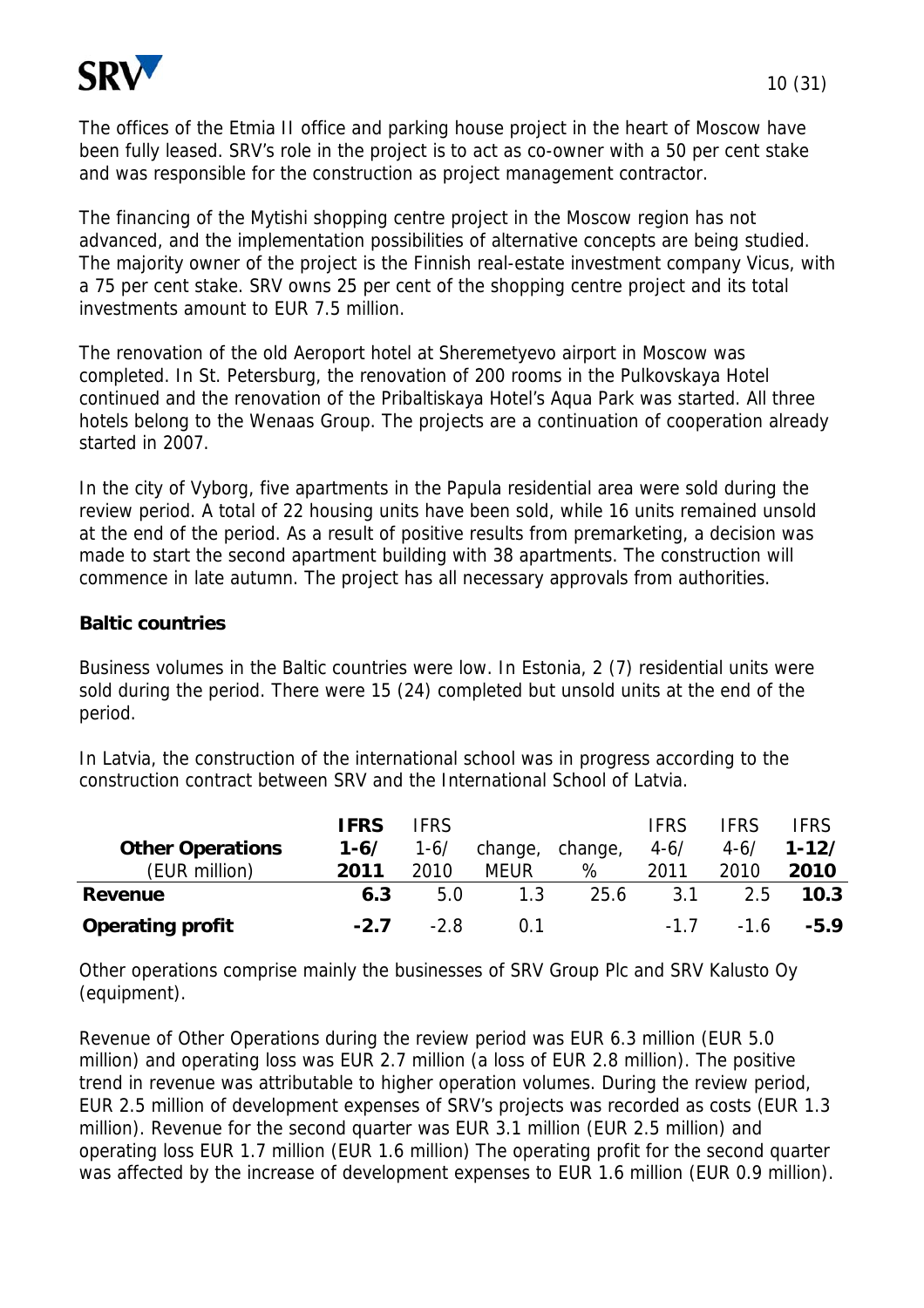The offices of the Etmia II office and parking house project in the heart of Moscow have been fully leased. SRV's role in the project is to act as co-owner with a 50 per cent stake and was responsible for the construction as project management contractor.

The financing of the Mytishi shopping centre project in the Moscow region has not advanced, and the implementation possibilities of alternative concepts are being studied. The majority owner of the project is the Finnish real-estate investment company Vicus, with a 75 per cent stake. SRV owns 25 per cent of the shopping centre project and its total investments amount to EUR 7.5 million.

The renovation of the old Aeroport hotel at Sheremetyevo airport in Moscow was completed. In St. Petersburg, the renovation of 200 rooms in the Pulkovskaya Hotel continued and the renovation of the Pribaltiskaya Hotel's Aqua Park was started. All three hotels belong to the Wenaas Group. The projects are a continuation of cooperation already started in 2007.

In the city of Vyborg, five apartments in the Papula residential area were sold during the review period. A total of 22 housing units have been sold, while 16 units remained unsold at the end of the period. As a result of positive results from premarketing, a decision was made to start the second apartment building with 38 apartments. The construction will commence in late autumn. The project has all necessary approvals from authorities.

**Baltic countries**

Business volumes in the Baltic countries were low. In Estonia, 2 (7) residential units were sold during the period. There were 15 (24) completed but unsold units at the end of the period.

In Latvia, the construction of the international school was in progress according to the construction contract between SRV and the International School of Latvia.

| **Other Operations** (EUR million) | **IFRS 1-6/ 2011** | IFRS 1-6/ 2010 | change, MEUR | change, % | IFRS 4-6/ 2011 | IFRS 4-6/ 2010 | **IFRS 1-12/ 2010** |
|---|---|---|---|---|---|---|---|
| **Revenue** | **6.3** | 5.0 | 1.3 | 25.6 | 3.1 | 2.5 | **10.3** |
| **Operating profit** | **-2.7** | -2.8 | 0.1 | | -1.7 | -1.6 | **-5.9** |

Other operations comprise mainly the businesses of SRV Group Plc and SRV Kalusto Oy (equipment).

Revenue of Other Operations during the review period was EUR 6.3 million (EUR 5.0 million) and operating loss was EUR 2.7 million (a loss of EUR 2.8 million). The positive trend in revenue was attributable to higher operation volumes. During the review period, EUR 2.5 million of development expenses of SRV's projects was recorded as costs (EUR 1.3 million). Revenue for the second quarter was EUR 3.1 million (EUR 2.5 million) and operating loss EUR 1.7 million (EUR 1.6 million) The operating profit for the second quarter was affected by the increase of development expenses to EUR 1.6 million (EUR 0.9 million).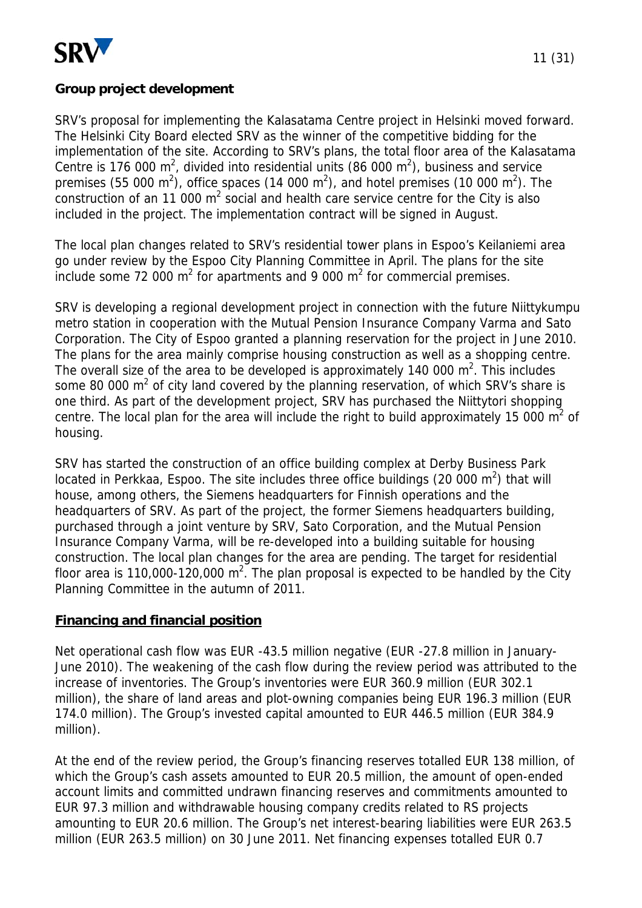**Group project development**

SRV's proposal for implementing the Kalasatama Centre project in Helsinki moved forward. The Helsinki City Board elected SRV as the winner of the competitive bidding for the implementation of the site. According to SRV's plans, the total floor area of the Kalasatama Centre is 176 000 $m^2$, divided into residential units (86 000 $m^2$), business and service premises (55 000 $m^2$), office spaces (14 000 $m^2$), and hotel premises (10 000 $m^2$). The construction of an 11 000 $m^2$ social and health care service centre for the City is also included in the project. The implementation contract will be signed in August.

The local plan changes related to SRV's residential tower plans in Espoo's Keilaniemi area go under review by the Espoo City Planning Committee in April. The plans for the site include some 72 000 $m^2$ for apartments and 9 000 $m^2$ for commercial premises.

SRV is developing a regional development project in connection with the future Niittykumpu metro station in cooperation with the Mutual Pension Insurance Company Varma and Sato Corporation. The City of Espoo granted a planning reservation for the project in June 2010. The plans for the area mainly comprise housing construction as well as a shopping centre. The overall size of the area to be developed is approximately 140 000 $m^2$. This includes some 80 000 $m^2$ of city land covered by the planning reservation, of which SRV's share is one third. As part of the development project, SRV has purchased the Niittytori shopping centre. The local plan for the area will include the right to build approximately 15 000 $m^2$ of housing.

SRV has started the construction of an office building complex at Derby Business Park located in Perkkaa, Espoo. The site includes three office buildings (20 000 $m^2$) that will house, among others, the Siemens headquarters for Finnish operations and the headquarters of SRV. As part of the project, the former Siemens headquarters building, purchased through a joint venture by SRV, Sato Corporation, and the Mutual Pension Insurance Company Varma, will be re-developed into a building suitable for housing construction. The local plan changes for the area are pending. The target for residential floor area is 110,000-120,000 $m^2$. The plan proposal is expected to be handled by the City Planning Committee in the autumn of 2011.

**Financing and financial position**

Net operational cash flow was EUR -43.5 million negative (EUR -27.8 million in January-June 2010). The weakening of the cash flow during the review period was attributed to the increase of inventories. The Group's inventories were EUR 360.9 million (EUR 302.1 million), the share of land areas and plot-owning companies being EUR 196.3 million (EUR 174.0 million). The Group's invested capital amounted to EUR 446.5 million (EUR 384.9 million).

At the end of the review period, the Group's financing reserves totalled EUR 138 million, of which the Group's cash assets amounted to EUR 20.5 million, the amount of open-ended account limits and committed undrawn financing reserves and commitments amounted to EUR 97.3 million and withdrawable housing company credits related to RS projects amounting to EUR 20.6 million. The Group's net interest-bearing liabilities were EUR 263.5 million (EUR 263.5 million) on 30 June 2011. Net financing expenses totalled EUR 0.7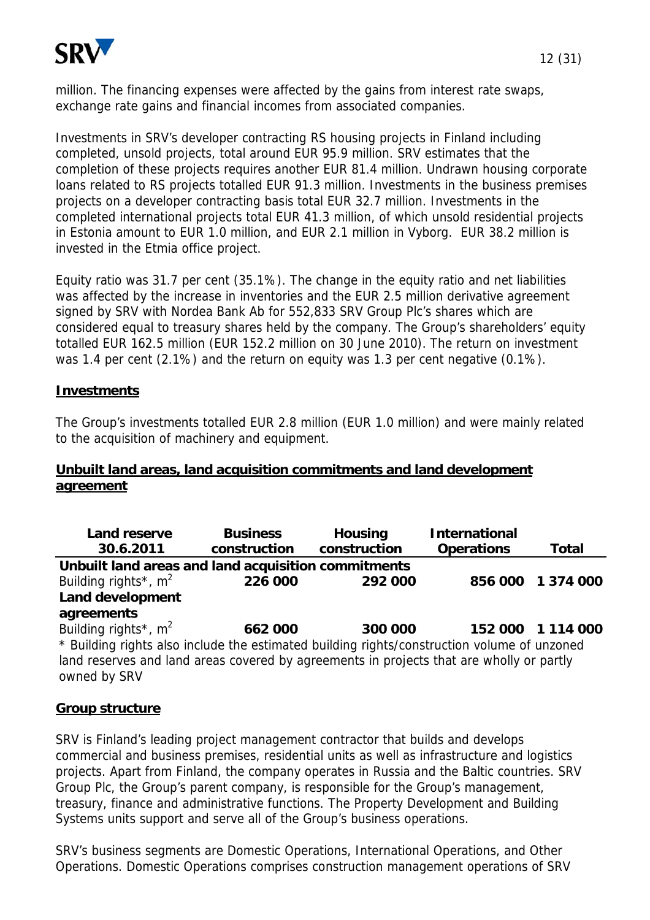million. The financing expenses were affected by the gains from interest rate swaps, exchange rate gains and financial incomes from associated companies.

Investments in SRV's developer contracting RS housing projects in Finland including completed, unsold projects, total around EUR 95.9 million. SRV estimates that the completion of these projects requires another EUR 81.4 million. Undrawn housing corporate loans related to RS projects totalled EUR 91.3 million. Investments in the business premises projects on a developer contracting basis total EUR 32.7 million. Investments in the completed international projects total EUR 41.3 million, of which unsold residential projects in Estonia amount to EUR 1.0 million, and EUR 2.1 million in Vyborg. EUR 38.2 million is invested in the Etmia office project.

Equity ratio was 31.7 per cent (35.1%). The change in the equity ratio and net liabilities was affected by the increase in inventories and the EUR 2.5 million derivative agreement signed by SRV with Nordea Bank Ab for 552,833 SRV Group Plc's shares which are considered equal to treasury shares held by the company. The Group's shareholders' equity totalled EUR 162.5 million (EUR 152.2 million on 30 June 2010). The return on investment was 1.4 per cent (2.1%) and the return on equity was 1.3 per cent negative (0.1%).

## Investments

The Group's investments totalled EUR 2.8 million (EUR 1.0 million) and were mainly related to the acquisition of machinery and equipment.

## Unbuilt land areas, land acquisition commitments and land development agreement

| Land reserve 30.6.2011 | Business construction | Housing construction | International Operations | Total |
|---|---|---|---|---|
| **Unbuilt land areas and land acquisition commitments** | | | | |
| Building rights*, $m^2$ | **226 000** | **292 000** | **856 000** | **1 374 000** |
| **Land development agreements** | | | | |
| Building rights*, $m^2$ | **662 000** | **300 000** | **152 000** | **1 114 000** |

* Building rights also include the estimated building rights/construction volume of unzoned land reserves and land areas covered by agreements in projects that are wholly or partly owned by SRV

## Group structure

SRV is Finland's leading project management contractor that builds and develops commercial and business premises, residential units as well as infrastructure and logistics projects. Apart from Finland, the company operates in Russia and the Baltic countries. SRV Group Plc, the Group's parent company, is responsible for the Group's management, treasury, finance and administrative functions. The Property Development and Building Systems units support and serve all of the Group's business operations.

SRV's business segments are Domestic Operations, International Operations, and Other Operations. Domestic Operations comprises construction management operations of SRV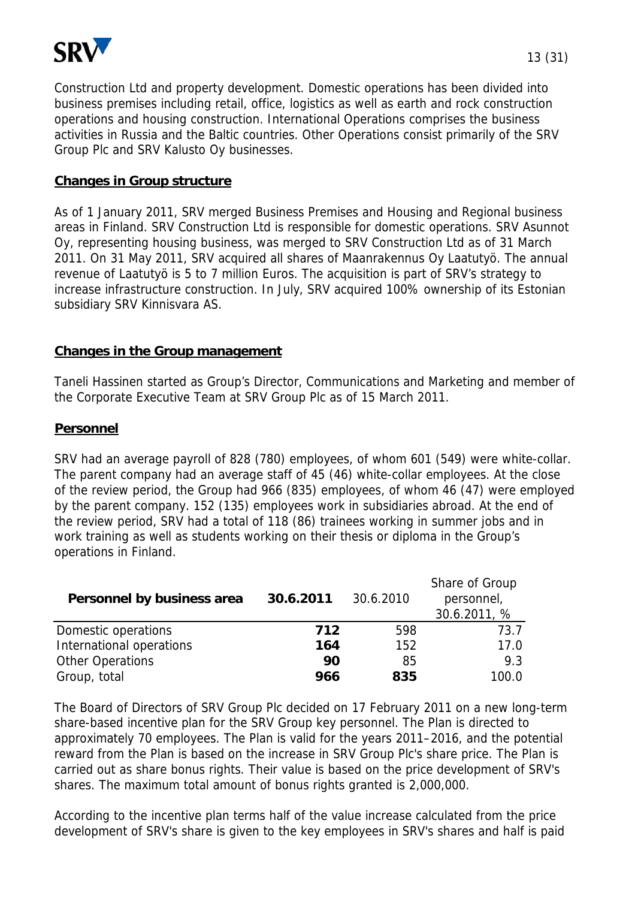Construction Ltd and property development. Domestic operations has been divided into business premises including retail, office, logistics as well as earth and rock construction operations and housing construction. International Operations comprises the business activities in Russia and the Baltic countries. Other Operations consist primarily of the SRV Group Plc and SRV Kalusto Oy businesses.

## Changes in Group structure

As of 1 January 2011, SRV merged Business Premises and Housing and Regional business areas in Finland. SRV Construction Ltd is responsible for domestic operations. SRV Asunnot Oy, representing housing business, was merged to SRV Construction Ltd as of 31 March 2011. On 31 May 2011, SRV acquired all shares of Maanrakennus Oy Laatutyö. The annual revenue of Laatutyö is 5 to 7 million Euros. The acquisition is part of SRV's strategy to increase infrastructure construction. In July, SRV acquired 100% ownership of its Estonian subsidiary SRV Kinnisvara AS.

## Changes in the Group management

Taneli Hassinen started as Group's Director, Communications and Marketing and member of the Corporate Executive Team at SRV Group Plc as of 15 March 2011.

## Personnel

SRV had an average payroll of 828 (780) employees, of whom 601 (549) were white-collar. The parent company had an average staff of 45 (46) white-collar employees. At the close of the review period, the Group had 966 (835) employees, of whom 46 (47) were employed by the parent company. 152 (135) employees work in subsidiaries abroad. At the end of the review period, SRV had a total of 118 (86) trainees working in summer jobs and in work training as well as students working on their thesis or diploma in the Group's operations in Finland.

| **Personnel by business area** | **30.6.2011** | 30.6.2010 | Share of Group personnel, 30.6.2011, % |
|---|---|---|---|
| Domestic operations | **712** | 598 | 73.7 |
| International operations | **164** | 152 | 17.0 |
| Other Operations | **90** | 85 | 9.3 |
| Group, total | **966** | **835** | 100.0 |

The Board of Directors of SRV Group Plc decided on 17 February 2011 on a new long-term share-based incentive plan for the SRV Group key personnel. The Plan is directed to approximately 70 employees. The Plan is valid for the years 2011–2016, and the potential reward from the Plan is based on the increase in SRV Group Plc's share price. The Plan is carried out as share bonus rights. Their value is based on the price development of SRV's shares. The maximum total amount of bonus rights granted is 2,000,000.

According to the incentive plan terms half of the value increase calculated from the price development of SRV's share is given to the key employees in SRV's shares and half is paid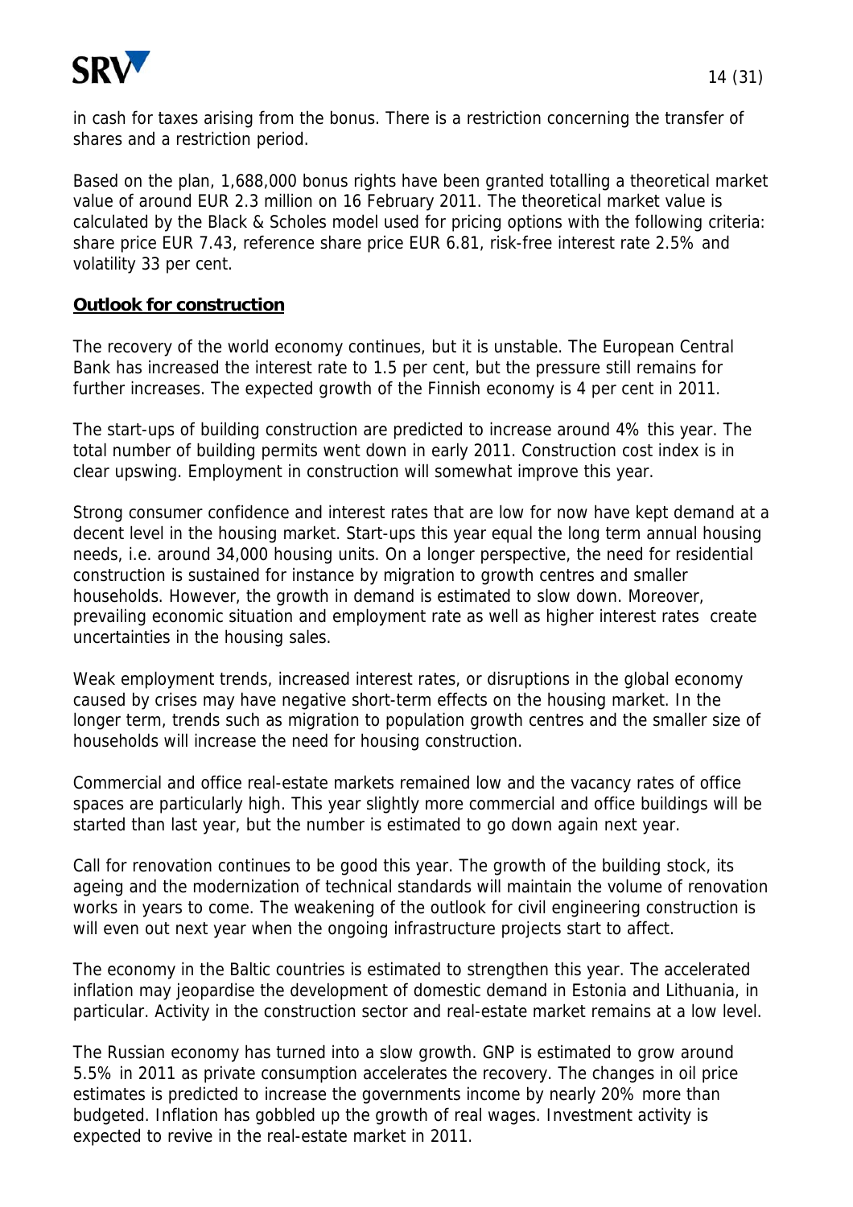in cash for taxes arising from the bonus. There is a restriction concerning the transfer of shares and a restriction period.

Based on the plan, 1,688,000 bonus rights have been granted totalling a theoretical market value of around EUR 2.3 million on 16 February 2011. The theoretical market value is calculated by the Black & Scholes model used for pricing options with the following criteria: share price EUR 7.43, reference share price EUR 6.81, risk-free interest rate 2.5% and volatility 33 per cent.

**Outlook for construction**

The recovery of the world economy continues, but it is unstable. The European Central Bank has increased the interest rate to 1.5 per cent, but the pressure still remains for further increases. The expected growth of the Finnish economy is 4 per cent in 2011.

The start-ups of building construction are predicted to increase around 4% this year. The total number of building permits went down in early 2011. Construction cost index is in clear upswing. Employment in construction will somewhat improve this year.

Strong consumer confidence and interest rates that are low for now have kept demand at a decent level in the housing market. Start-ups this year equal the long term annual housing needs, i.e. around 34,000 housing units. On a longer perspective, the need for residential construction is sustained for instance by migration to growth centres and smaller households. However, the growth in demand is estimated to slow down. Moreover, prevailing economic situation and employment rate as well as higher interest rates create uncertainties in the housing sales.

Weak employment trends, increased interest rates, or disruptions in the global economy caused by crises may have negative short-term effects on the housing market. In the longer term, trends such as migration to population growth centres and the smaller size of households will increase the need for housing construction.

Commercial and office real-estate markets remained low and the vacancy rates of office spaces are particularly high. This year slightly more commercial and office buildings will be started than last year, but the number is estimated to go down again next year.

Call for renovation continues to be good this year. The growth of the building stock, its ageing and the modernization of technical standards will maintain the volume of renovation works in years to come. The weakening of the outlook for civil engineering construction is will even out next year when the ongoing infrastructure projects start to affect.

The economy in the Baltic countries is estimated to strengthen this year. The accelerated inflation may jeopardise the development of domestic demand in Estonia and Lithuania, in particular. Activity in the construction sector and real-estate market remains at a low level.

The Russian economy has turned into a slow growth. GNP is estimated to grow around 5.5% in 2011 as private consumption accelerates the recovery. The changes in oil price estimates is predicted to increase the governments income by nearly 20% more than budgeted. Inflation has gobbled up the growth of real wages. Investment activity is expected to revive in the real-estate market in 2011.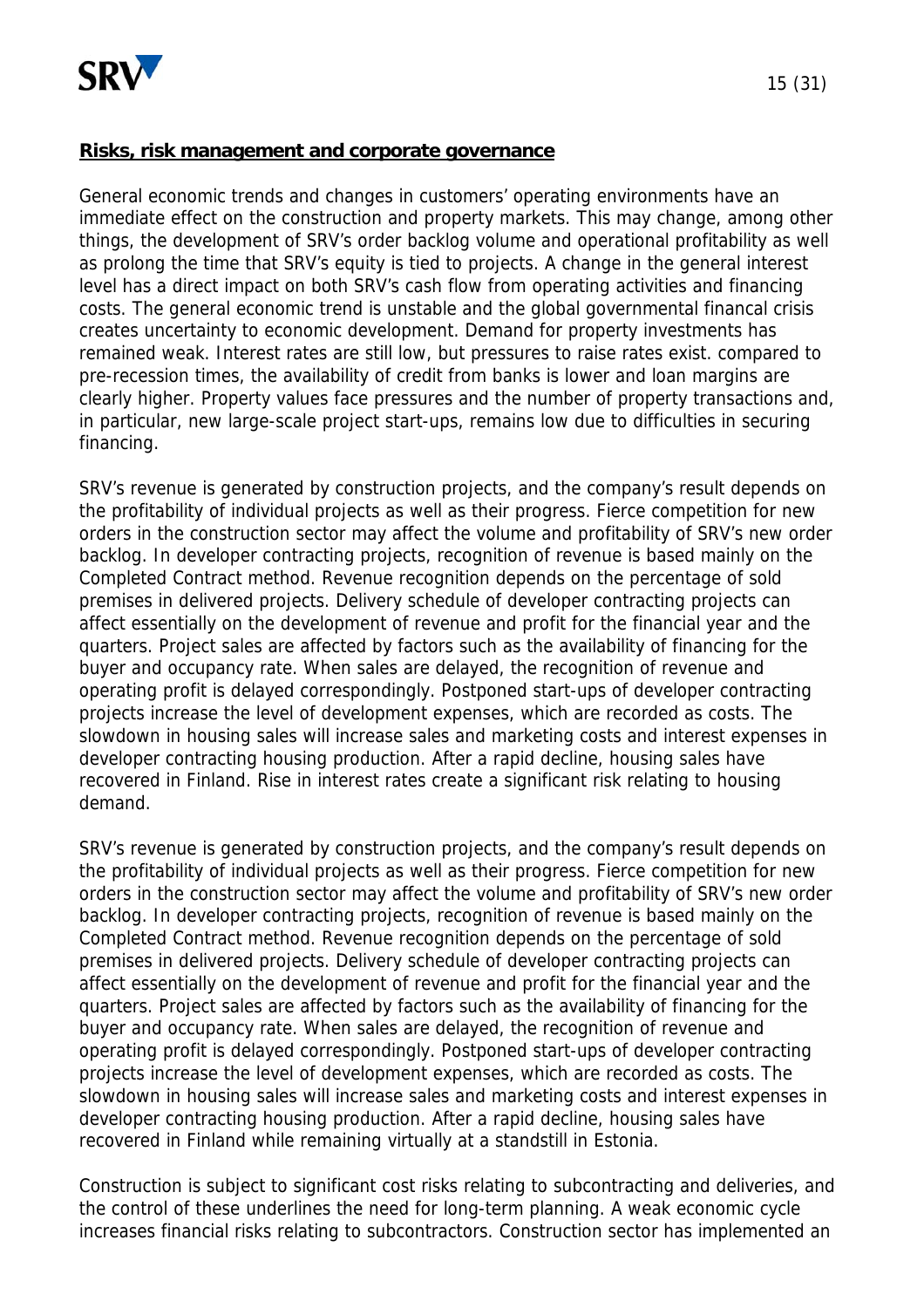**Risks, risk management and corporate governance**

General economic trends and changes in customers' operating environments have an immediate effect on the construction and property markets. This may change, among other things, the development of SRV's order backlog volume and operational profitability as well as prolong the time that SRV's equity is tied to projects. A change in the general interest level has a direct impact on both SRV's cash flow from operating activities and financing costs. The general economic trend is unstable and the global governmental financal crisis creates uncertainty to economic development. Demand for property investments has remained weak. Interest rates are still low, but pressures to raise rates exist. compared to pre-recession times, the availability of credit from banks is lower and loan margins are clearly higher. Property values face pressures and the number of property transactions and, in particular, new large-scale project start-ups, remains low due to difficulties in securing financing.

SRV's revenue is generated by construction projects, and the company's result depends on the profitability of individual projects as well as their progress. Fierce competition for new orders in the construction sector may affect the volume and profitability of SRV's new order backlog. In developer contracting projects, recognition of revenue is based mainly on the Completed Contract method. Revenue recognition depends on the percentage of sold premises in delivered projects. Delivery schedule of developer contracting projects can affect essentially on the development of revenue and profit for the financial year and the quarters. Project sales are affected by factors such as the availability of financing for the buyer and occupancy rate. When sales are delayed, the recognition of revenue and operating profit is delayed correspondingly. Postponed start-ups of developer contracting projects increase the level of development expenses, which are recorded as costs. The slowdown in housing sales will increase sales and marketing costs and interest expenses in developer contracting housing production. After a rapid decline, housing sales have recovered in Finland. Rise in interest rates create a significant risk relating to housing demand.

SRV's revenue is generated by construction projects, and the company's result depends on the profitability of individual projects as well as their progress. Fierce competition for new orders in the construction sector may affect the volume and profitability of SRV's new order backlog. In developer contracting projects, recognition of revenue is based mainly on the Completed Contract method. Revenue recognition depends on the percentage of sold premises in delivered projects. Delivery schedule of developer contracting projects can affect essentially on the development of revenue and profit for the financial year and the quarters. Project sales are affected by factors such as the availability of financing for the buyer and occupancy rate. When sales are delayed, the recognition of revenue and operating profit is delayed correspondingly. Postponed start-ups of developer contracting projects increase the level of development expenses, which are recorded as costs. The slowdown in housing sales will increase sales and marketing costs and interest expenses in developer contracting housing production. After a rapid decline, housing sales have recovered in Finland while remaining virtually at a standstill in Estonia.

Construction is subject to significant cost risks relating to subcontracting and deliveries, and the control of these underlines the need for long-term planning. A weak economic cycle increases financial risks relating to subcontractors. Construction sector has implemented an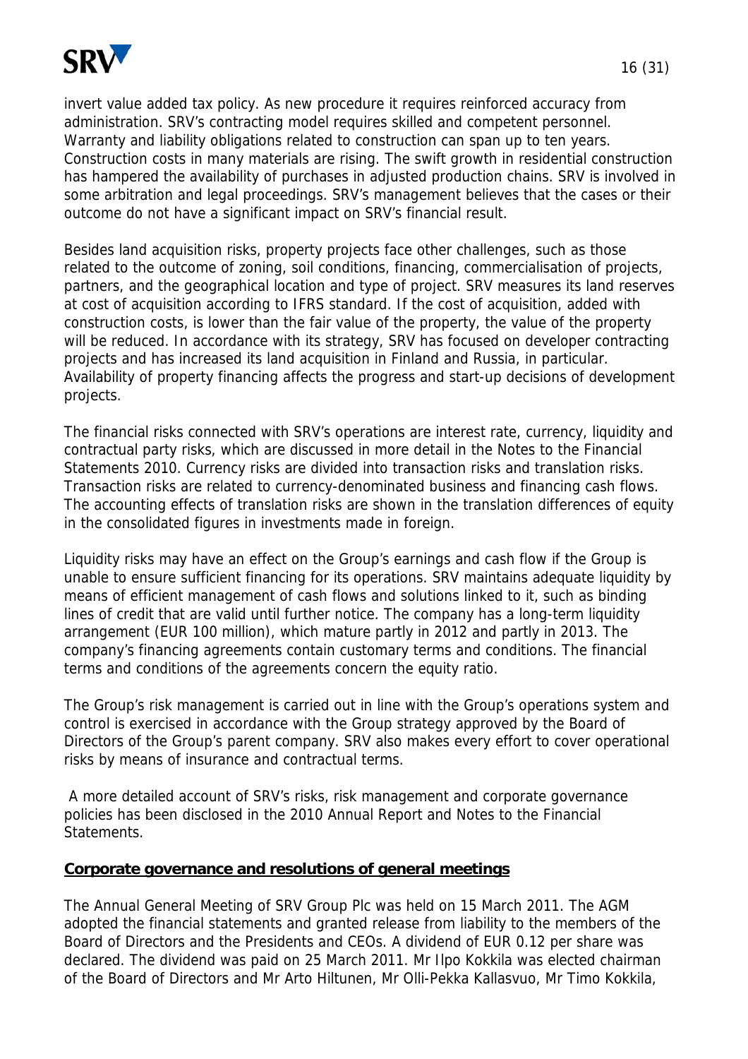invert value added tax policy. As new procedure it requires reinforced accuracy from administration. SRV's contracting model requires skilled and competent personnel. Warranty and liability obligations related to construction can span up to ten years. Construction costs in many materials are rising. The swift growth in residential construction has hampered the availability of purchases in adjusted production chains. SRV is involved in some arbitration and legal proceedings. SRV's management believes that the cases or their outcome do not have a significant impact on SRV's financial result.

Besides land acquisition risks, property projects face other challenges, such as those related to the outcome of zoning, soil conditions, financing, commercialisation of projects, partners, and the geographical location and type of project. SRV measures its land reserves at cost of acquisition according to IFRS standard. If the cost of acquisition, added with construction costs, is lower than the fair value of the property, the value of the property will be reduced. In accordance with its strategy, SRV has focused on developer contracting projects and has increased its land acquisition in Finland and Russia, in particular. Availability of property financing affects the progress and start-up decisions of development projects.

The financial risks connected with SRV's operations are interest rate, currency, liquidity and contractual party risks, which are discussed in more detail in the Notes to the Financial Statements 2010. Currency risks are divided into transaction risks and translation risks. Transaction risks are related to currency-denominated business and financing cash flows. The accounting effects of translation risks are shown in the translation differences of equity in the consolidated figures in investments made in foreign.

Liquidity risks may have an effect on the Group's earnings and cash flow if the Group is unable to ensure sufficient financing for its operations. SRV maintains adequate liquidity by means of efficient management of cash flows and solutions linked to it, such as binding lines of credit that are valid until further notice. The company has a long-term liquidity arrangement (EUR 100 million), which mature partly in 2012 and partly in 2013. The company's financing agreements contain customary terms and conditions. The financial terms and conditions of the agreements concern the equity ratio.

The Group's risk management is carried out in line with the Group's operations system and control is exercised in accordance with the Group strategy approved by the Board of Directors of the Group's parent company. SRV also makes every effort to cover operational risks by means of insurance and contractual terms.

A more detailed account of SRV's risks, risk management and corporate governance policies has been disclosed in the 2010 Annual Report and Notes to the Financial Statements.

## Corporate governance and resolutions of general meetings

The Annual General Meeting of SRV Group Plc was held on 15 March 2011. The AGM adopted the financial statements and granted release from liability to the members of the Board of Directors and the Presidents and CEOs. A dividend of EUR 0.12 per share was declared. The dividend was paid on 25 March 2011. Mr Ilpo Kokkila was elected chairman of the Board of Directors and Mr Arto Hiltunen, Mr Olli-Pekka Kallasvuo, Mr Timo Kokkila,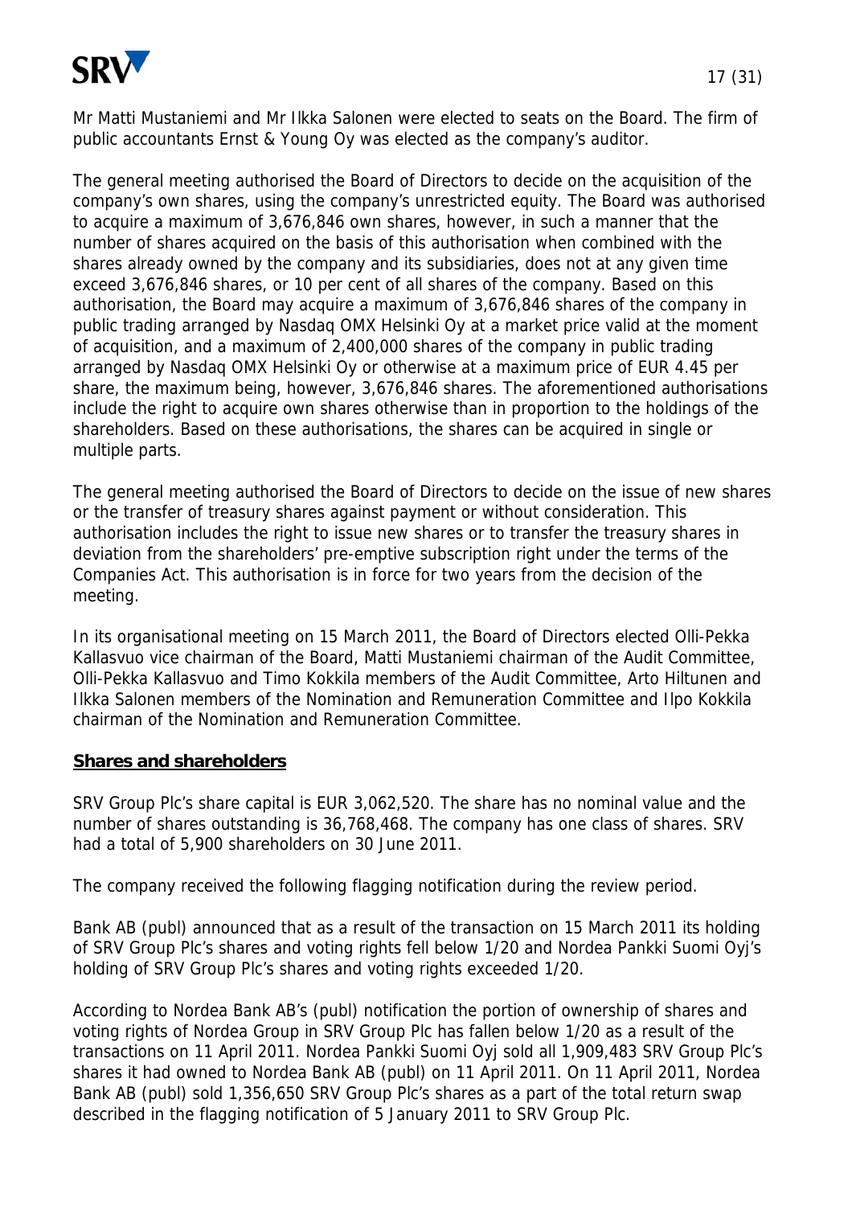Mr Matti Mustaniemi and Mr Ilkka Salonen were elected to seats on the Board. The firm of public accountants Ernst & Young Oy was elected as the company's auditor.

The general meeting authorised the Board of Directors to decide on the acquisition of the company's own shares, using the company's unrestricted equity. The Board was authorised to acquire a maximum of 3,676,846 own shares, however, in such a manner that the number of shares acquired on the basis of this authorisation when combined with the shares already owned by the company and its subsidiaries, does not at any given time exceed 3,676,846 shares, or 10 per cent of all shares of the company. Based on this authorisation, the Board may acquire a maximum of 3,676,846 shares of the company in public trading arranged by Nasdaq OMX Helsinki Oy at a market price valid at the moment of acquisition, and a maximum of 2,400,000 shares of the company in public trading arranged by Nasdaq OMX Helsinki Oy or otherwise at a maximum price of EUR 4.45 per share, the maximum being, however, 3,676,846 shares. The aforementioned authorisations include the right to acquire own shares otherwise than in proportion to the holdings of the shareholders. Based on these authorisations, the shares can be acquired in single or multiple parts.

The general meeting authorised the Board of Directors to decide on the issue of new shares or the transfer of treasury shares against payment or without consideration. This authorisation includes the right to issue new shares or to transfer the treasury shares in deviation from the shareholders' pre-emptive subscription right under the terms of the Companies Act. This authorisation is in force for two years from the decision of the meeting.

In its organisational meeting on 15 March 2011, the Board of Directors elected Olli-Pekka Kallasvuo vice chairman of the Board, Matti Mustaniemi chairman of the Audit Committee, Olli-Pekka Kallasvuo and Timo Kokkila members of the Audit Committee, Arto Hiltunen and Ilkka Salonen members of the Nomination and Remuneration Committee and Ilpo Kokkila chairman of the Nomination and Remuneration Committee.

**Shares and shareholders**

SRV Group Plc's share capital is EUR 3,062,520. The share has no nominal value and the number of shares outstanding is 36,768,468. The company has one class of shares. SRV had a total of 5,900 shareholders on 30 June 2011.

The company received the following flagging notification during the review period.

Bank AB (publ) announced that as a result of the transaction on 15 March 2011 its holding of SRV Group Plc's shares and voting rights fell below 1/20 and Nordea Pankki Suomi Oyj's holding of SRV Group Plc's shares and voting rights exceeded 1/20.

According to Nordea Bank AB's (publ) notification the portion of ownership of shares and voting rights of Nordea Group in SRV Group Plc has fallen below 1/20 as a result of the transactions on 11 April 2011. Nordea Pankki Suomi Oyj sold all 1,909,483 SRV Group Plc's shares it had owned to Nordea Bank AB (publ) on 11 April 2011. On 11 April 2011, Nordea Bank AB (publ) sold 1,356,650 SRV Group Plc's shares as a part of the total return swap described in the flagging notification of 5 January 2011 to SRV Group Plc.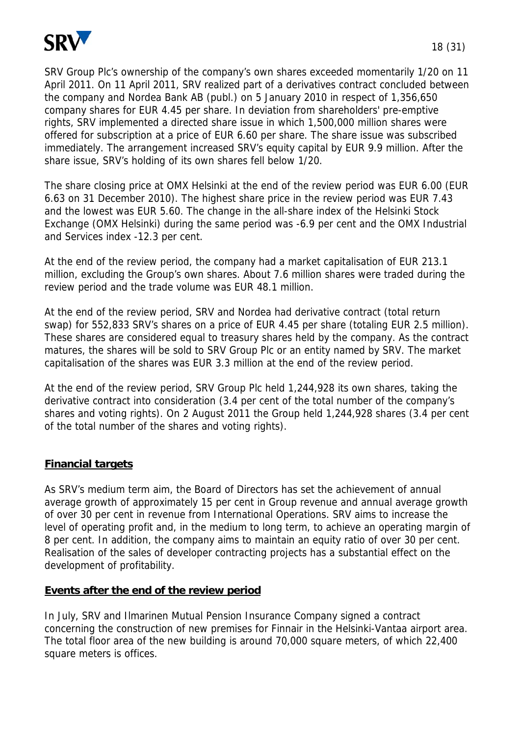SRV Group Plc's ownership of the company's own shares exceeded momentarily 1/20 on 11 April 2011. On 11 April 2011, SRV realized part of a derivatives contract concluded between the company and Nordea Bank AB (publ.) on 5 January 2010 in respect of 1,356,650 company shares for EUR 4.45 per share. In deviation from shareholders' pre-emptive rights, SRV implemented a directed share issue in which 1,500,000 million shares were offered for subscription at a price of EUR 6.60 per share. The share issue was subscribed immediately. The arrangement increased SRV's equity capital by EUR 9.9 million. After the share issue, SRV's holding of its own shares fell below 1/20.

The share closing price at OMX Helsinki at the end of the review period was EUR 6.00 (EUR 6.63 on 31 December 2010). The highest share price in the review period was EUR 7.43 and the lowest was EUR 5.60. The change in the all-share index of the Helsinki Stock Exchange (OMX Helsinki) during the same period was -6.9 per cent and the OMX Industrial and Services index -12.3 per cent.

At the end of the review period, the company had a market capitalisation of EUR 213.1 million, excluding the Group's own shares. About 7.6 million shares were traded during the review period and the trade volume was EUR 48.1 million.

At the end of the review period, SRV and Nordea had derivative contract (total return swap) for 552,833 SRV's shares on a price of EUR 4.45 per share (totaling EUR 2.5 million). These shares are considered equal to treasury shares held by the company. As the contract matures, the shares will be sold to SRV Group Plc or an entity named by SRV. The market capitalisation of the shares was EUR 3.3 million at the end of the review period.

At the end of the review period, SRV Group Plc held 1,244,928 its own shares, taking the derivative contract into consideration (3.4 per cent of the total number of the company's shares and voting rights). On 2 August 2011 the Group held 1,244,928 shares (3.4 per cent of the total number of the shares and voting rights).

## Financial targets

As SRV's medium term aim, the Board of Directors has set the achievement of annual average growth of approximately 15 per cent in Group revenue and annual average growth of over 30 per cent in revenue from International Operations. SRV aims to increase the level of operating profit and, in the medium to long term, to achieve an operating margin of 8 per cent. In addition, the company aims to maintain an equity ratio of over 30 per cent. Realisation of the sales of developer contracting projects has a substantial effect on the development of profitability.

## Events after the end of the review period

In July, SRV and Ilmarinen Mutual Pension Insurance Company signed a contract concerning the construction of new premises for Finnair in the Helsinki-Vantaa airport area. The total floor area of the new building is around 70,000 square meters, of which 22,400 square meters is offices.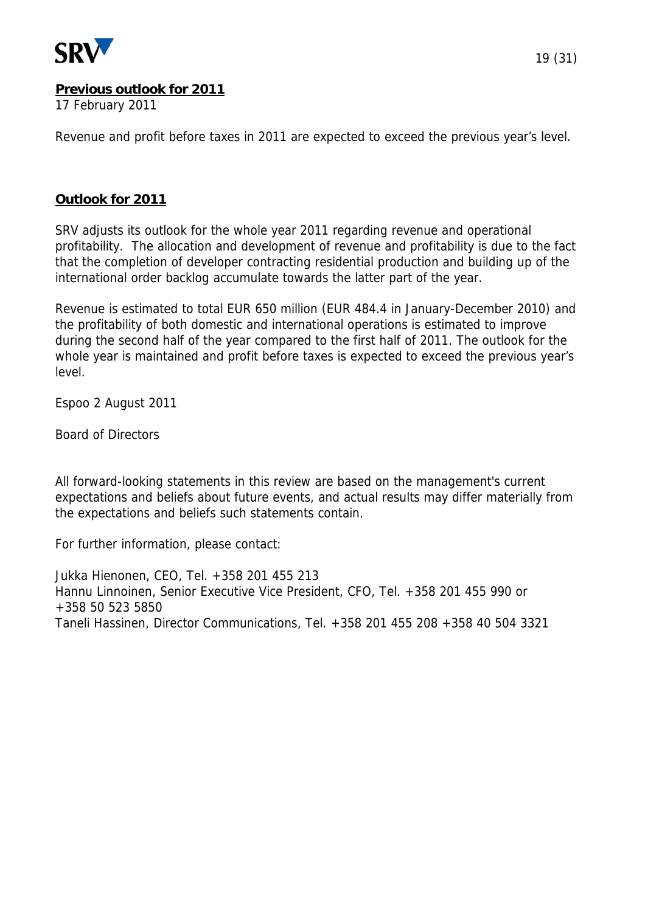**Previous outlook for 2011**

17 February 2011

Revenue and profit before taxes in 2011 are expected to exceed the previous year's level.

**Outlook for 2011**

SRV adjusts its outlook for the whole year 2011 regarding revenue and operational profitability. The allocation and development of revenue and profitability is due to the fact that the completion of developer contracting residential production and building up of the international order backlog accumulate towards the latter part of the year.

Revenue is estimated to total EUR 650 million (EUR 484.4 in January-December 2010) and the profitability of both domestic and international operations is estimated to improve during the second half of the year compared to the first half of 2011. The outlook for the whole year is maintained and profit before taxes is expected to exceed the previous year's level.

Espoo 2 August 2011

Board of Directors

All forward-looking statements in this review are based on the management's current expectations and beliefs about future events, and actual results may differ materially from the expectations and beliefs such statements contain.

For further information, please contact:

Jukka Hienonen, CEO, Tel. +358 201 455 213
Hannu Linnoinen, Senior Executive Vice President, CFO, Tel. +358 201 455 990 or +358 50 523 5850
Taneli Hassinen, Director Communications, Tel. +358 201 455 208 +358 40 504 3321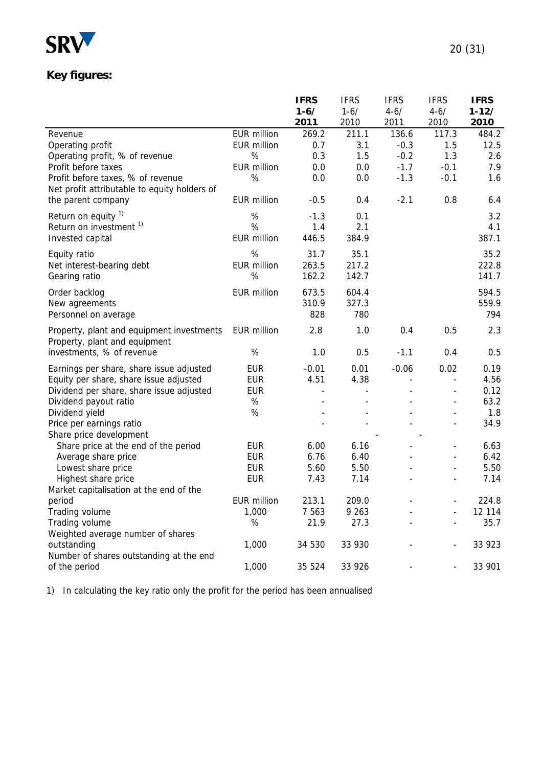## Key figures:

| | | IFRS 1-6/ 2011 | IFRS 1-6/ 2010 | IFRS 4-6/ 2011 | IFRS 4-6/ 2010 | IFRS 1-12/ 2010 |
|---|---|---|---|---|---|---|
| Revenue | EUR million | 269.2 | 211.1 | 136.6 | 117.3 | 484.2 |
| Operating profit | EUR million | 0.7 | 3.1 | -0.3 | 1.5 | 12.5 |
| Operating profit, % of revenue | % | 0.3 | 1.5 | -0.2 | 1.3 | 2.6 |
| Profit before taxes | EUR million | 0.0 | 0.0 | -1.7 | -0.1 | 7.9 |
| Profit before taxes, % of revenue | % | 0.0 | 0.0 | -1.3 | -0.1 | 1.6 |
| Net profit attributable to equity holders of the parent company | EUR million | -0.5 | 0.4 | -2.1 | 0.8 | 6.4 |
| Return on equity [1] | % | -1.3 | 0.1 | | | 3.2 |
| Return on investment [1] | % | 1.4 | 2.1 | | | 4.1 |
| Invested capital | EUR million | 446.5 | 384.9 | | | 387.1 |
| Equity ratio | % | 31.7 | 35.1 | | | 35.2 |
| Net interest-bearing debt | EUR million | 263.5 | 217.2 | | | 222.8 |
| Gearing ratio | % | 162.2 | 142.7 | | | 141.7 |
| Order backlog | EUR million | 673.5 | 604.4 | | | 594.5 |
| New agreements | | 310.9 | 327.3 | | | 559.9 |
| Personnel on average | | 828 | 780 | | | 794 |
| Property, plant and equipment investments | EUR million | 2.8 | 1.0 | 0.4 | 0.5 | 2.3 |
| Property, plant and equipment investments, % of revenue | % | 1.0 | 0.5 | -1.1 | 0.4 | 0.5 |
| Earnings per share, share issue adjusted | EUR | -0.01 | 0.01 | -0.06 | 0.02 | 0.19 |
| Equity per share, share issue adjusted | EUR | 4.51 | 4.38 | - | - | 4.56 |
| Dividend per share, share issue adjusted | EUR | - | - | - | - | 0.12 |
| Dividend payout ratio | % | - | - | - | - | 63.2 |
| Dividend yield | % | - | - | - | - | 1.8 |
| Price per earnings ratio | | - | - | - | - | 34.9 |
| Share price development | | | - | - | | |
| Share price at the end of the period | EUR | 6.00 | 6.16 | - | - | 6.63 |
| Average share price | EUR | 6.76 | 6.40 | - | - | 6.42 |
| Lowest share price | EUR | 5.60 | 5.50 | - | - | 5.50 |
| Highest share price | EUR | 7.43 | 7.14 | - | - | 7.14 |
| Market capitalisation at the end of the period | EUR million | 213.1 | 209.0 | - | - | 224.8 |
| Trading volume | 1,000 | 7 563 | 9 263 | - | - | 12 114 |
| Trading volume | % | 21.9 | 27.3 | - | - | 35.7 |
| Weighted average number of shares outstanding | 1,000 | 34 530 | 33 930 | - | - | 33 923 |
| Number of shares outstanding at the end of the period | 1,000 | 35 524 | 33 926 | - | - | 33 901 |

1) In calculating the key ratio only the profit for the period has been annualised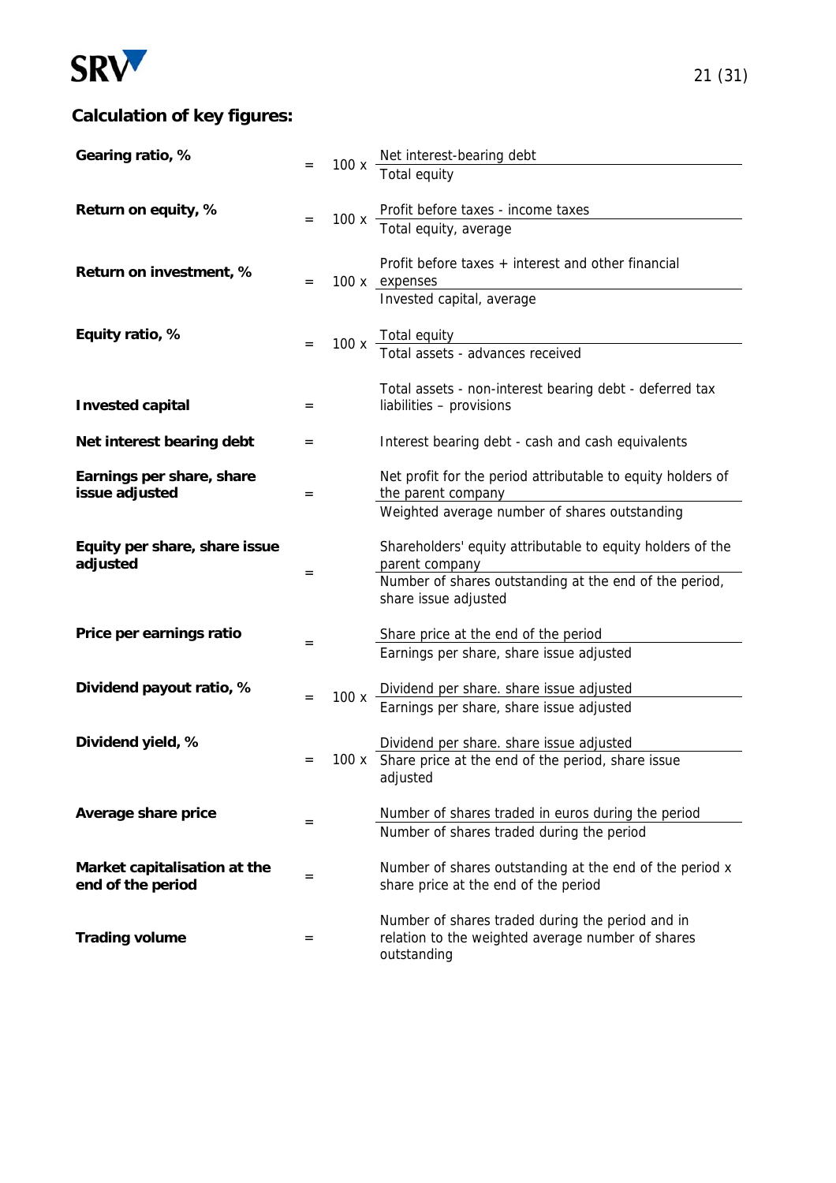## Calculation of key figures:

| Key figure | | | Formula |
|---|---|---|---|
| **Gearing ratio, %** | = | 100 x | Net interest-bearing debt / Total equity |
| **Return on equity, %** | = | 100 x | Profit before taxes - income taxes / Total equity, average |
| **Return on investment, %** | = | 100 x | Profit before taxes + interest and other financial expenses / Invested capital, average |
| **Equity ratio, %** | = | 100 x | Total equity / Total assets - advances received |
| **Invested capital** | = | | Total assets - non-interest bearing debt - deferred tax liabilities – provisions |
| **Net interest bearing debt** | = | | Interest bearing debt - cash and cash equivalents |
| **Earnings per share, share issue adjusted** | = | | Net profit for the period attributable to equity holders of the parent company / Weighted average number of shares outstanding |
| **Equity per share, share issue adjusted** | = | | Shareholders' equity attributable to equity holders of the parent company / Number of shares outstanding at the end of the period, share issue adjusted |
| **Price per earnings ratio** | = | | Share price at the end of the period / Earnings per share, share issue adjusted |
| **Dividend payout ratio, %** | = | 100 x | Dividend per share. share issue adjusted / Earnings per share, share issue adjusted |
| **Dividend yield, %** | = | 100 x | Dividend per share. share issue adjusted / Share price at the end of the period, share issue adjusted |
| **Average share price** | = | | Number of shares traded in euros during the period / Number of shares traded during the period |
| **Market capitalisation at the end of the period** | = | | Number of shares outstanding at the end of the period x share price at the end of the period |
| **Trading volume** | = | | Number of shares traded during the period and in relation to the weighted average number of shares outstanding |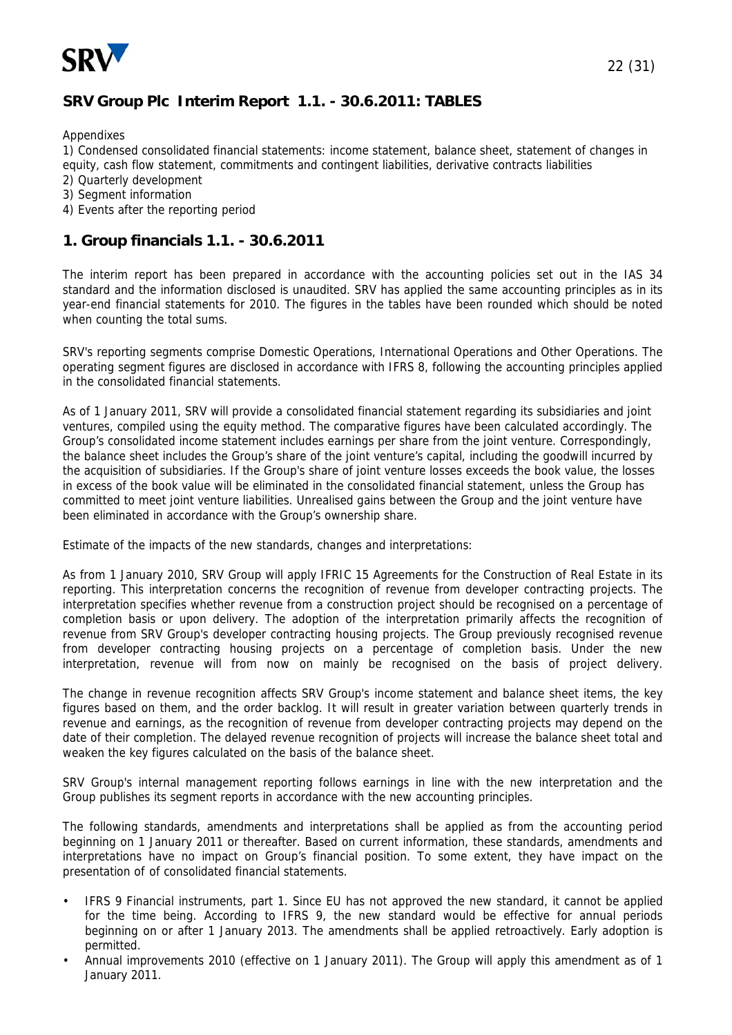## SRV Group Plc Interim Report 1.1. - 30.6.2011: TABLES

Appendixes
1) Condensed consolidated financial statements: income statement, balance sheet, statement of changes in equity, cash flow statement, commitments and contingent liabilities, derivative contracts liabilities
2) Quarterly development
3) Segment information
4) Events after the reporting period

## 1. Group financials 1.1. - 30.6.2011

The interim report has been prepared in accordance with the accounting policies set out in the IAS 34 standard and the information disclosed is unaudited. SRV has applied the same accounting principles as in its year-end financial statements for 2010. The figures in the tables have been rounded which should be noted when counting the total sums.

SRV's reporting segments comprise Domestic Operations, International Operations and Other Operations. The operating segment figures are disclosed in accordance with IFRS 8, following the accounting principles applied in the consolidated financial statements.

As of 1 January 2011, SRV will provide a consolidated financial statement regarding its subsidiaries and joint ventures, compiled using the equity method. The comparative figures have been calculated accordingly. The Group's consolidated income statement includes earnings per share from the joint venture. Correspondingly, the balance sheet includes the Group's share of the joint venture's capital, including the goodwill incurred by the acquisition of subsidiaries. If the Group's share of joint venture losses exceeds the book value, the losses in excess of the book value will be eliminated in the consolidated financial statement, unless the Group has committed to meet joint venture liabilities. Unrealised gains between the Group and the joint venture have been eliminated in accordance with the Group's ownership share.

Estimate of the impacts of the new standards, changes and interpretations:

As from 1 January 2010, SRV Group will apply IFRIC 15 Agreements for the Construction of Real Estate in its reporting. This interpretation concerns the recognition of revenue from developer contracting projects. The interpretation specifies whether revenue from a construction project should be recognised on a percentage of completion basis or upon delivery. The adoption of the interpretation primarily affects the recognition of revenue from SRV Group's developer contracting housing projects. The Group previously recognised revenue from developer contracting housing projects on a percentage of completion basis. Under the new interpretation, revenue will from now on mainly be recognised on the basis of project delivery.

The change in revenue recognition affects SRV Group's income statement and balance sheet items, the key figures based on them, and the order backlog. It will result in greater variation between quarterly trends in revenue and earnings, as the recognition of revenue from developer contracting projects may depend on the date of their completion. The delayed revenue recognition of projects will increase the balance sheet total and weaken the key figures calculated on the basis of the balance sheet.

SRV Group's internal management reporting follows earnings in line with the new interpretation and the Group publishes its segment reports in accordance with the new accounting principles.

The following standards, amendments and interpretations shall be applied as from the accounting period beginning on 1 January 2011 or thereafter. Based on current information, these standards, amendments and interpretations have no impact on Group's financial position. To some extent, they have impact on the presentation of of consolidated financial statements.

- IFRS 9 Financial instruments, part 1. Since EU has not approved the new standard, it cannot be applied for the time being. According to IFRS 9, the new standard would be effective for annual periods beginning on or after 1 January 2013. The amendments shall be applied retroactively. Early adoption is permitted.
- Annual improvements 2010 (effective on 1 January 2011). The Group will apply this amendment as of 1 January 2011.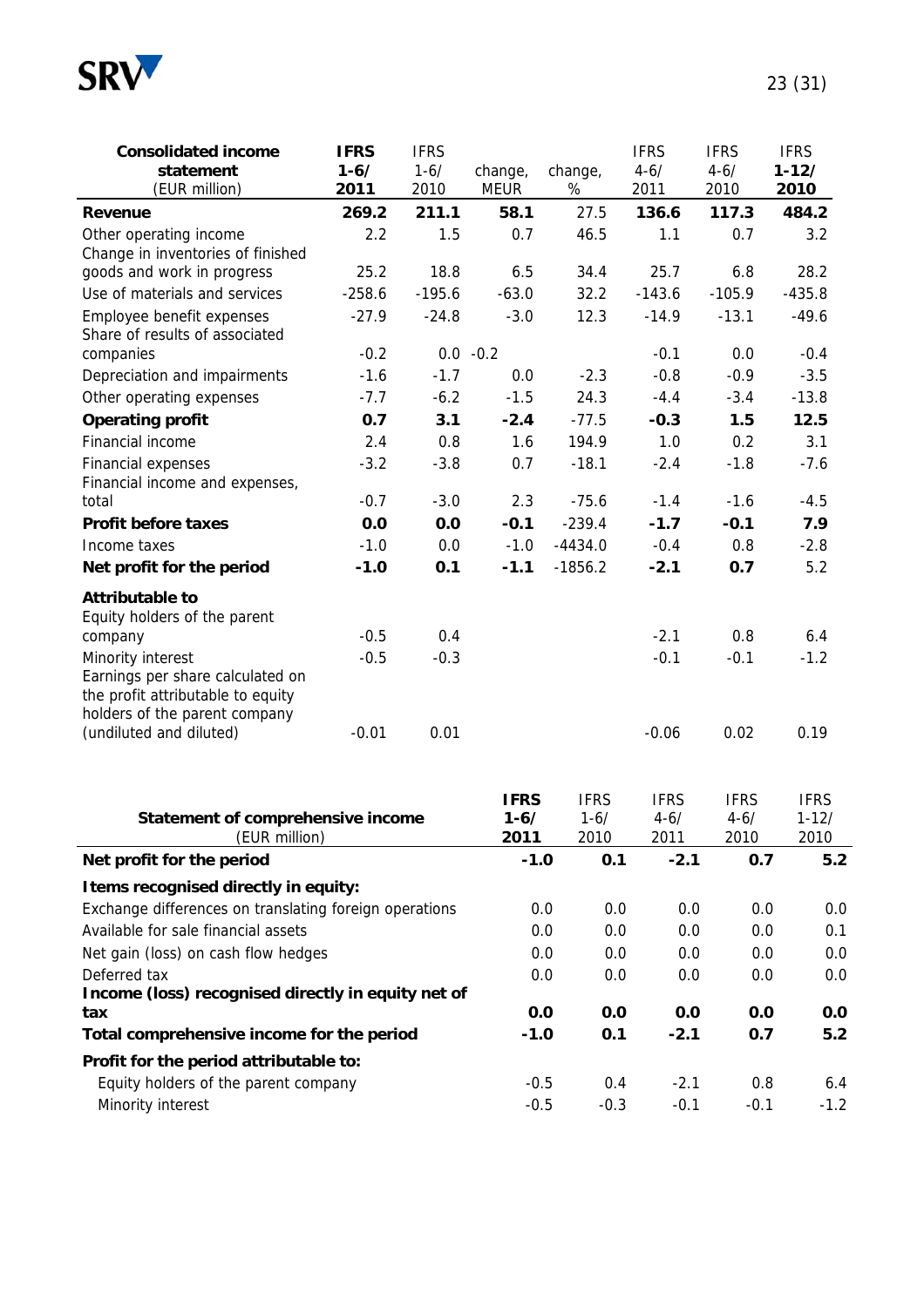| **Consolidated income statement** (EUR million) | **IFRS 1-6/ 2011** | IFRS 1-6/ 2010 | change, MEUR | change, % | IFRS 4-6/ 2011 | IFRS 4-6/ 2010 | **IFRS 1-12/ 2010** |
|---|---|---|---|---|---|---|---|
| **Revenue** | **269.2** | **211.1** | **58.1** | 27.5 | **136.6** | **117.3** | **484.2** |
| Other operating income | 2.2 | 1.5 | 0.7 | 46.5 | 1.1 | 0.7 | 3.2 |
| Change in inventories of finished goods and work in progress | 25.2 | 18.8 | 6.5 | 34.4 | 25.7 | 6.8 | 28.2 |
| Use of materials and services | -258.6 | -195.6 | -63.0 | 32.2 | -143.6 | -105.9 | -435.8 |
| Employee benefit expenses | -27.9 | -24.8 | -3.0 | 12.3 | -14.9 | -13.1 | -49.6 |
| Share of results of associated companies | -0.2 | 0.0 | -0.2 | | -0.1 | 0.0 | -0.4 |
| Depreciation and impairments | -1.6 | -1.7 | 0.0 | -2.3 | -0.8 | -0.9 | -3.5 |
| Other operating expenses | -7.7 | -6.2 | -1.5 | 24.3 | -4.4 | -3.4 | -13.8 |
| **Operating profit** | **0.7** | **3.1** | **-2.4** | -77.5 | **-0.3** | **1.5** | **12.5** |
| Financial income | 2.4 | 0.8 | 1.6 | 194.9 | 1.0 | 0.2 | 3.1 |
| Financial expenses | -3.2 | -3.8 | 0.7 | -18.1 | -2.4 | -1.8 | -7.6 |
| Financial income and expenses, total | -0.7 | -3.0 | 2.3 | -75.6 | -1.4 | -1.6 | -4.5 |
| **Profit before taxes** | **0.0** | **0.0** | **-0.1** | -239.4 | **-1.7** | **-0.1** | **7.9** |
| Income taxes | -1.0 | 0.0 | -1.0 | -4434.0 | -0.4 | 0.8 | -2.8 |
| **Net profit for the period** | **-1.0** | **0.1** | **-1.1** | -1856.2 | **-2.1** | **0.7** | 5.2 |
| **Attributable to** | | | | | | | |
| Equity holders of the parent company | -0.5 | 0.4 | | | -2.1 | 0.8 | 6.4 |
| Minority interest | -0.5 | -0.3 | | | -0.1 | -0.1 | -1.2 |
| Earnings per share calculated on the profit attributable to equity holders of the parent company (undiluted and diluted) | -0.01 | 0.01 | | | -0.06 | 0.02 | 0.19 |

| **Statement of comprehensive income** (EUR million) | **IFRS 1-6/ 2011** | IFRS 1-6/ 2010 | IFRS 4-6/ 2011 | IFRS 4-6/ 2010 | IFRS 1-12/ 2010 |
|---|---|---|---|---|---|
| **Net profit for the period** | **-1.0** | **0.1** | **-2.1** | **0.7** | **5.2** |
| **Items recognised directly in equity:** | | | | | |
| Exchange differences on translating foreign operations | 0.0 | 0.0 | 0.0 | 0.0 | 0.0 |
| Available for sale financial assets | 0.0 | 0.0 | 0.0 | 0.0 | 0.1 |
| Net gain (loss) on cash flow hedges | 0.0 | 0.0 | 0.0 | 0.0 | 0.0 |
| Deferred tax | 0.0 | 0.0 | 0.0 | 0.0 | 0.0 |
| **Income (loss) recognised directly in equity net of tax** | **0.0** | **0.0** | **0.0** | **0.0** | **0.0** |
| **Total comprehensive income for the period** | **-1.0** | **0.1** | **-2.1** | **0.7** | **5.2** |
| **Profit for the period attributable to:** | | | | | |
| Equity holders of the parent company | -0.5 | 0.4 | -2.1 | 0.8 | 6.4 |
| Minority interest | -0.5 | -0.3 | -0.1 | -0.1 | -1.2 |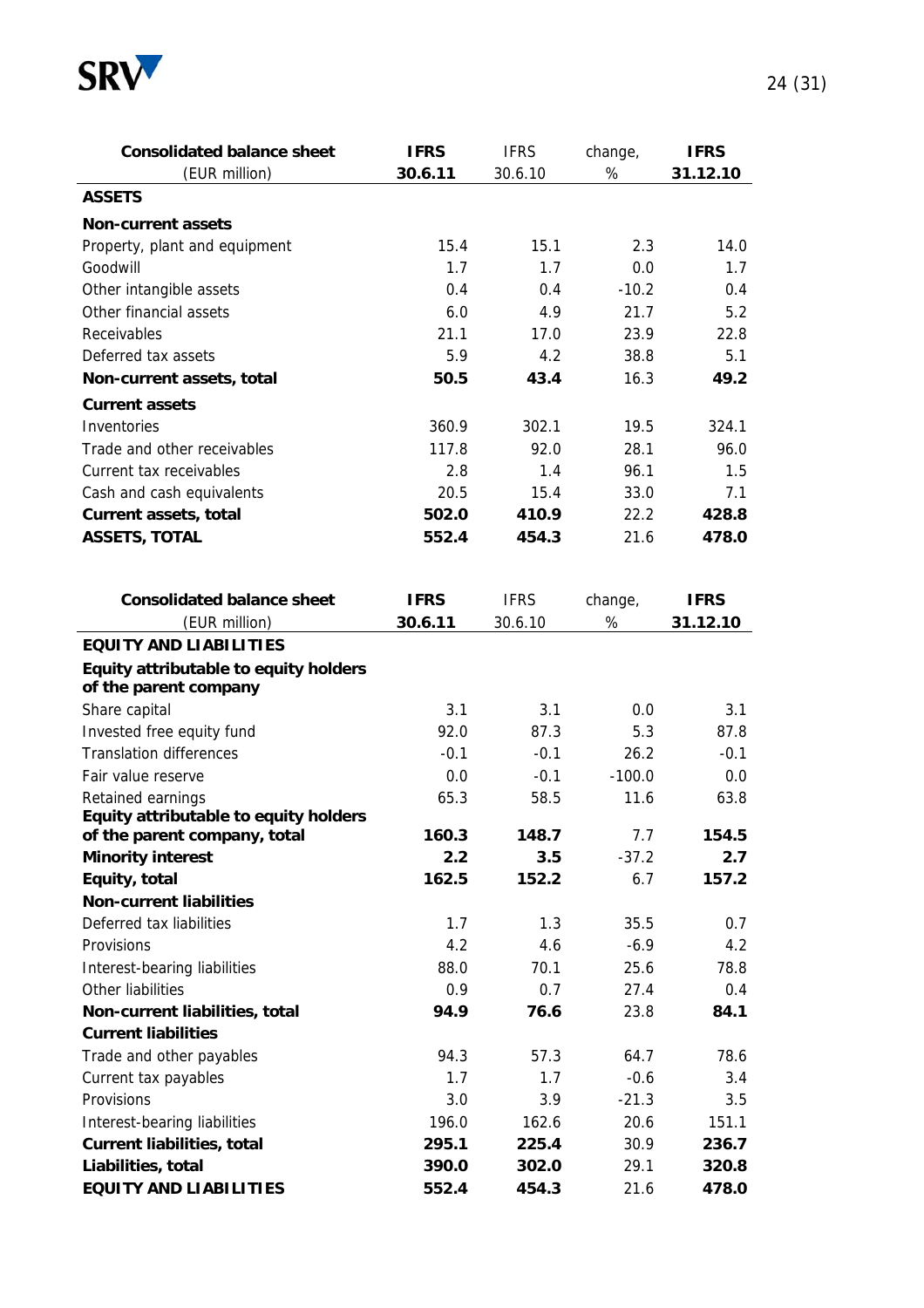| Consolidated balance sheet (EUR million) | IFRS 30.6.11 | IFRS 30.6.10 | change, % | IFRS 31.12.10 |
|---|---|---|---|---|
| **ASSETS** | | | | |
| **Non-current assets** | | | | |
| Property, plant and equipment | 15.4 | 15.1 | 2.3 | 14.0 |
| Goodwill | 1.7 | 1.7 | 0.0 | 1.7 |
| Other intangible assets | 0.4 | 0.4 | -10.2 | 0.4 |
| Other financial assets | 6.0 | 4.9 | 21.7 | 5.2 |
| Receivables | 21.1 | 17.0 | 23.9 | 22.8 |
| Deferred tax assets | 5.9 | 4.2 | 38.8 | 5.1 |
| **Non-current assets, total** | **50.5** | **43.4** | 16.3 | **49.2** |
| **Current assets** | | | | |
| Inventories | 360.9 | 302.1 | 19.5 | 324.1 |
| Trade and other receivables | 117.8 | 92.0 | 28.1 | 96.0 |
| Current tax receivables | 2.8 | 1.4 | 96.1 | 1.5 |
| Cash and cash equivalents | 20.5 | 15.4 | 33.0 | 7.1 |
| **Current assets, total** | **502.0** | **410.9** | 22.2 | **428.8** |
| **ASSETS, TOTAL** | **552.4** | **454.3** | 21.6 | **478.0** |

| Consolidated balance sheet (EUR million) | IFRS 30.6.11 | IFRS 30.6.10 | change, % | IFRS 31.12.10 |
|---|---|---|---|---|
| **EQUITY AND LIABILITIES** | | | | |
| **Equity attributable to equity holders of the parent company** | | | | |
| Share capital | 3.1 | 3.1 | 0.0 | 3.1 |
| Invested free equity fund | 92.0 | 87.3 | 5.3 | 87.8 |
| Translation differences | -0.1 | -0.1 | 26.2 | -0.1 |
| Fair value reserve | 0.0 | -0.1 | -100.0 | 0.0 |
| Retained earnings | 65.3 | 58.5 | 11.6 | 63.8 |
| **Equity attributable to equity holders of the parent company, total** | **160.3** | **148.7** | 7.7 | **154.5** |
| **Minority interest** | **2.2** | **3.5** | -37.2 | **2.7** |
| **Equity, total** | **162.5** | **152.2** | 6.7 | **157.2** |
| **Non-current liabilities** | | | | |
| Deferred tax liabilities | 1.7 | 1.3 | 35.5 | 0.7 |
| Provisions | 4.2 | 4.6 | -6.9 | 4.2 |
| Interest-bearing liabilities | 88.0 | 70.1 | 25.6 | 78.8 |
| Other liabilities | 0.9 | 0.7 | 27.4 | 0.4 |
| **Non-current liabilities, total** | **94.9** | **76.6** | 23.8 | **84.1** |
| **Current liabilities** | | | | |
| Trade and other payables | 94.3 | 57.3 | 64.7 | 78.6 |
| Current tax payables | 1.7 | 1.7 | -0.6 | 3.4 |
| Provisions | 3.0 | 3.9 | -21.3 | 3.5 |
| Interest-bearing liabilities | 196.0 | 162.6 | 20.6 | 151.1 |
| **Current liabilities, total** | **295.1** | **225.4** | 30.9 | **236.7** |
| **Liabilities, total** | **390.0** | **302.0** | 29.1 | **320.8** |
| **EQUITY AND LIABILITIES** | **552.4** | **454.3** | 21.6 | **478.0** |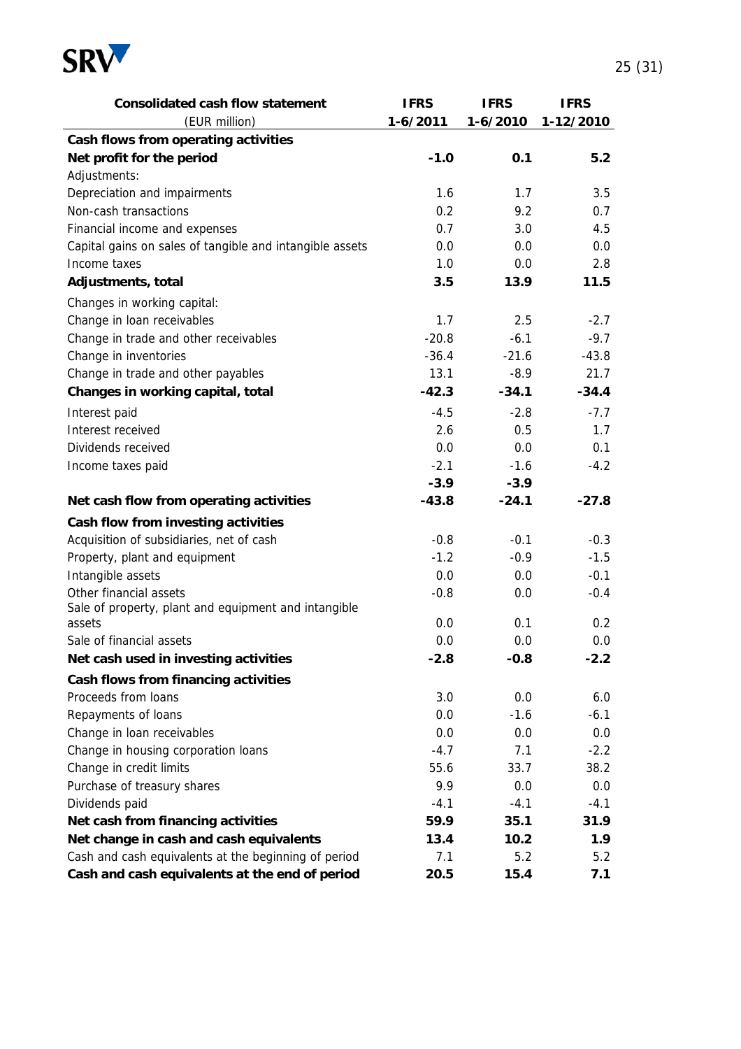| Consolidated cash flow statement (EUR million) | IFRS 1-6/2011 | IFRS 1-6/2010 | IFRS 1-12/2010 |
|---|---|---|---|
| **Cash flows from operating activities** | | | |
| **Net profit for the period** | **-1.0** | **0.1** | **5.2** |
| Adjustments: | | | |
| Depreciation and impairments | 1.6 | 1.7 | 3.5 |
| Non-cash transactions | 0.2 | 9.2 | 0.7 |
| Financial income and expenses | 0.7 | 3.0 | 4.5 |
| Capital gains on sales of tangible and intangible assets | 0.0 | 0.0 | 0.0 |
| Income taxes | 1.0 | 0.0 | 2.8 |
| **Adjustments, total** | **3.5** | **13.9** | **11.5** |
| Changes in working capital: | | | |
| Change in loan receivables | 1.7 | 2.5 | -2.7 |
| Change in trade and other receivables | -20.8 | -6.1 | -9.7 |
| Change in inventories | -36.4 | -21.6 | -43.8 |
| Change in trade and other payables | 13.1 | -8.9 | 21.7 |
| **Changes in working capital, total** | **-42.3** | **-34.1** | **-34.4** |
| Interest paid | -4.5 | -2.8 | -7.7 |
| Interest received | 2.6 | 0.5 | 1.7 |
| Dividends received | 0.0 | 0.0 | 0.1 |
| Income taxes paid | -2.1 | -1.6 | -4.2 |
| | **-3.9** | **-3.9** | |
| **Net cash flow from operating activities** | **-43.8** | **-24.1** | **-27.8** |
| **Cash flow from investing activities** | | | |
| Acquisition of subsidiaries, net of cash | -0.8 | -0.1 | -0.3 |
| Property, plant and equipment | -1.2 | -0.9 | -1.5 |
| Intangible assets | 0.0 | 0.0 | -0.1 |
| Other financial assets | -0.8 | 0.0 | -0.4 |
| Sale of property, plant and equipment and intangible assets | 0.0 | 0.1 | 0.2 |
| Sale of financial assets | 0.0 | 0.0 | 0.0 |
| **Net cash used in investing activities** | **-2.8** | **-0.8** | **-2.2** |
| **Cash flows from financing activities** | | | |
| Proceeds from loans | 3.0 | 0.0 | 6.0 |
| Repayments of loans | 0.0 | -1.6 | -6.1 |
| Change in loan receivables | 0.0 | 0.0 | 0.0 |
| Change in housing corporation loans | -4.7 | 7.1 | -2.2 |
| Change in credit limits | 55.6 | 33.7 | 38.2 |
| Purchase of treasury shares | 9.9 | 0.0 | 0.0 |
| Dividends paid | -4.1 | -4.1 | -4.1 |
| **Net cash from financing activities** | **59.9** | **35.1** | **31.9** |
| **Net change in cash and cash equivalents** | **13.4** | **10.2** | **1.9** |
| Cash and cash equivalents at the beginning of period | 7.1 | 5.2 | 5.2 |
| **Cash and cash equivalents at the end of period** | **20.5** | **15.4** | **7.1** |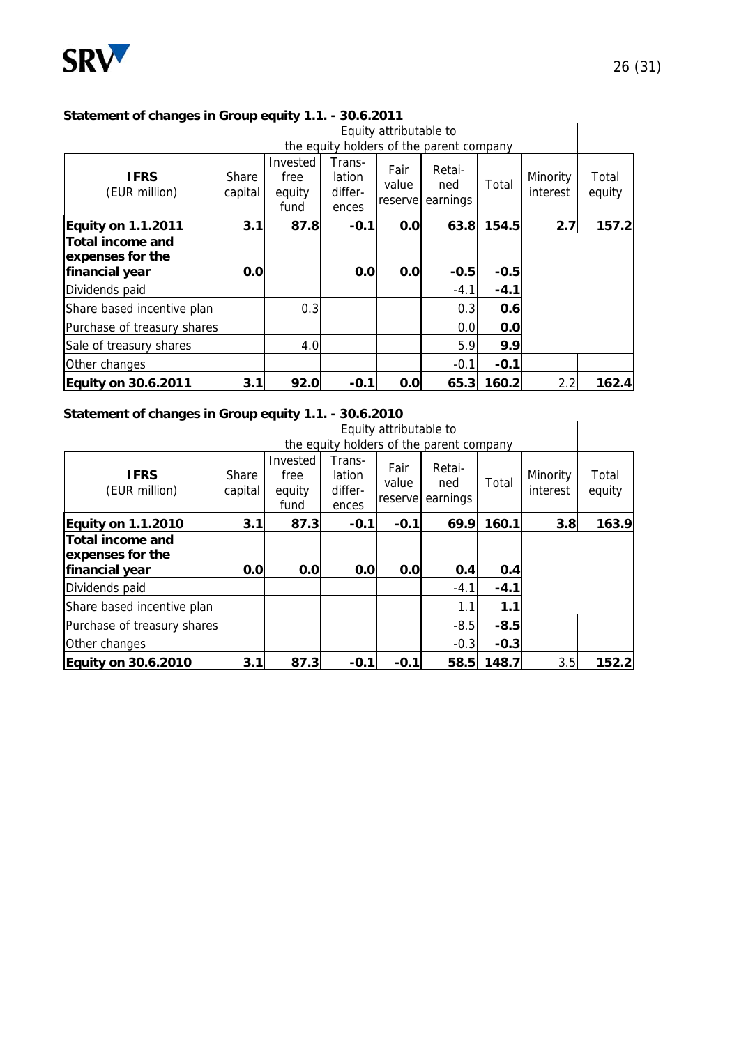## Statement of changes in Group equity 1.1. - 30.6.2011

| | Equity attributable to the equity holders of the parent company | | | | | | | |
|---|---|---|---|---|---|---|---|---|
| **IFRS** (EUR million) | Share capital | Invested free equity fund | Trans-lation differ-ences | Fair value reserve | Retai-ned earnings | Total | Minority interest | Total equity |
| **Equity on 1.1.2011** | **3.1** | **87.8** | **-0.1** | **0.0** | **63.8** | **154.5** | **2.7** | **157.2** |
| **Total income and expenses for the financial year** | **0.0** | | **0.0** | **0.0** | **-0.5** | **-0.5** | | |
| Dividends paid | | | | | -4.1 | **-4.1** | | |
| Share based incentive plan | | 0.3 | | | 0.3 | **0.6** | | |
| Purchase of treasury shares | | | | | 0.0 | **0.0** | | |
| Sale of treasury shares | | 4.0 | | | 5.9 | **9.9** | | |
| Other changes | | | | | -0.1 | **-0.1** | | |
| **Equity on 30.6.2011** | **3.1** | **92.0** | **-0.1** | **0.0** | **65.3** | **160.2** | 2.2 | **162.4** |

## Statement of changes in Group equity 1.1. - 30.6.2010

| | Equity attributable to the equity holders of the parent company | | | | | | | |
|---|---|---|---|---|---|---|---|---|
| **IFRS** (EUR million) | Share capital | Invested free equity fund | Trans-lation differ-ences | Fair value reserve | Retai-ned earnings | Total | Minority interest | Total equity |
| **Equity on 1.1.2010** | **3.1** | **87.3** | **-0.1** | **-0.1** | **69.9** | **160.1** | **3.8** | **163.9** |
| **Total income and expenses for the financial year** | **0.0** | **0.0** | **0.0** | **0.0** | **0.4** | **0.4** | | |
| Dividends paid | | | | | -4.1 | **-4.1** | | |
| Share based incentive plan | | | | | 1.1 | **1.1** | | |
| Purchase of treasury shares | | | | | -8.5 | **-8.5** | | |
| Other changes | | | | | -0.3 | **-0.3** | | |
| **Equity on 30.6.2010** | **3.1** | **87.3** | **-0.1** | **-0.1** | **58.5** | **148.7** | 3.5 | **152.2** |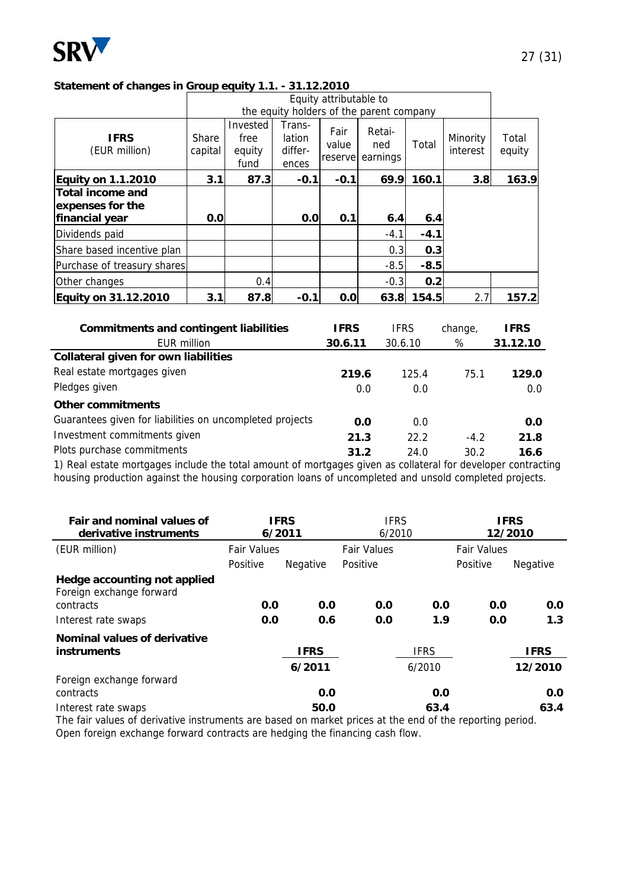**Statement of changes in Group equity 1.1. - 31.12.2010**

| IFRS (EUR million) | Equity attributable to the equity holders of the parent company | | | | | | | |
|---|---|---|---|---|---|---|---|---|
| | Share capital | Invested free equity fund | Trans-lation differ-ences | Fair value reserve | Retai-ned earnings | Total | Minority interest | Total equity |
| **Equity on 1.1.2010** | **3.1** | **87.3** | **-0.1** | **-0.1** | **69.9** | **160.1** | **3.8** | **163.9** |
| **Total income and expenses for the financial year** | **0.0** | | **0.0** | **0.1** | **6.4** | **6.4** | | |
| Dividends paid | | | | | -4.1 | **-4.1** | | |
| Share based incentive plan | | | | | 0.3 | **0.3** | | |
| Purchase of treasury shares | | | | | -8.5 | **-8.5** | | |
| Other changes | | 0.4 | | | -0.3 | **0.2** | | |
| **Equity on 31.12.2010** | **3.1** | **87.8** | **-0.1** | **0.0** | **63.8** | **154.5** | 2.7 | **157.2** |

| **Commitments and contingent liabilities** EUR million | **IFRS 30.6.11** | IFRS 30.6.10 | change, % | **IFRS 31.12.10** |
|---|---|---|---|---|
| **Collateral given for own liabilities** | | | | |
| Real estate mortgages given | **219.6** | 125.4 | 75.1 | **129.0** |
| Pledges given | 0.0 | 0.0 | | 0.0 |
| **Other commitments** | | | | |
| Guarantees given for liabilities on uncompleted projects | **0.0** | 0.0 | | **0.0** |
| Investment commitments given | **21.3** | 22.2 | -4.2 | **21.8** |
| Plots purchase commitments | **31.2** | 24.0 | 30.2 | **16.6** |

1) Real estate mortgages include the total amount of mortgages given as collateral for developer contracting housing production against the housing corporation loans of uncompleted and unsold completed projects.

| **Fair and nominal values of derivative instruments** | **IFRS 6/2011** | | IFRS 6/2010 | | **IFRS 12/2010** | |
|---|---|---|---|---|---|---|
| (EUR million) | Fair Values | | Fair Values | | Fair Values | |
| | Positive | Negative | Positive | | Positive | Negative |
| **Hedge accounting not applied** | | | | | | |
| Foreign exchange forward contracts | **0.0** | **0.0** | **0.0** | **0.0** | **0.0** | **0.0** |
| Interest rate swaps | **0.0** | **0.6** | **0.0** | **1.9** | **0.0** | **1.3** |

| **Nominal values of derivative instruments** | **IFRS 6/2011** | IFRS 6/2010 | **IFRS 12/2010** |
|---|---|---|---|
| Foreign exchange forward contracts | **0.0** | **0.0** | **0.0** |
| Interest rate swaps | **50.0** | **63.4** | **63.4** |

The fair values of derivative instruments are based on market prices at the end of the reporting period. Open foreign exchange forward contracts are hedging the financing cash flow.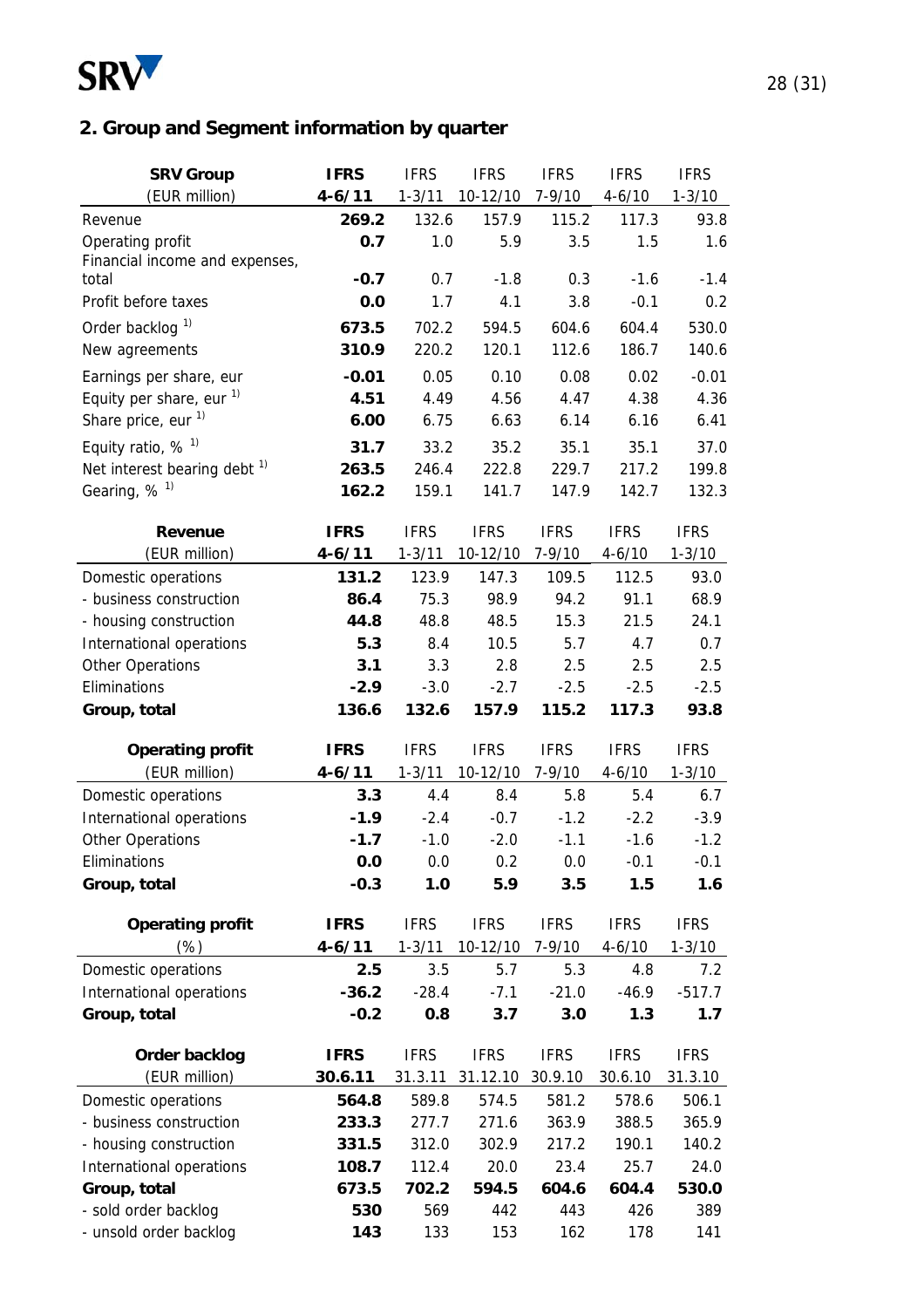## 2. Group and Segment information by quarter

| SRV Group (EUR million) | IFRS 4-6/11 | IFRS 1-3/11 | IFRS 10-12/10 | IFRS 7-9/10 | IFRS 4-6/10 | IFRS 1-3/10 |
|---|---|---|---|---|---|---|
| Revenue | **269.2** | 132.6 | 157.9 | 115.2 | 117.3 | 93.8 |
| Operating profit | **0.7** | 1.0 | 5.9 | 3.5 | 1.5 | 1.6 |
| Financial income and expenses, total | **-0.7** | 0.7 | -1.8 | 0.3 | -1.6 | -1.4 |
| Profit before taxes | **0.0** | 1.7 | 4.1 | 3.8 | -0.1 | 0.2 |
| Order backlog [1] | **673.5** | 702.2 | 594.5 | 604.6 | 604.4 | 530.0 |
| New agreements | **310.9** | 220.2 | 120.1 | 112.6 | 186.7 | 140.6 |
| Earnings per share, eur | **-0.01** | 0.05 | 0.10 | 0.08 | 0.02 | -0.01 |
| Equity per share, eur [1] | **4.51** | 4.49 | 4.56 | 4.47 | 4.38 | 4.36 |
| Share price, eur [1] | **6.00** | 6.75 | 6.63 | 6.14 | 6.16 | 6.41 |
| Equity ratio, % [1] | **31.7** | 33.2 | 35.2 | 35.1 | 35.1 | 37.0 |
| Net interest bearing debt [1] | **263.5** | 246.4 | 222.8 | 229.7 | 217.2 | 199.8 |
| Gearing, % [1] | **162.2** | 159.1 | 141.7 | 147.9 | 142.7 | 132.3 |

| Revenue (EUR million) | IFRS 4-6/11 | IFRS 1-3/11 | IFRS 10-12/10 | IFRS 7-9/10 | IFRS 4-6/10 | IFRS 1-3/10 |
|---|---|---|---|---|---|---|
| Domestic operations | **131.2** | 123.9 | 147.3 | 109.5 | 112.5 | 93.0 |
| - business construction | **86.4** | 75.3 | 98.9 | 94.2 | 91.1 | 68.9 |
| - housing construction | **44.8** | 48.8 | 48.5 | 15.3 | 21.5 | 24.1 |
| International operations | **5.3** | 8.4 | 10.5 | 5.7 | 4.7 | 0.7 |
| Other Operations | **3.1** | 3.3 | 2.8 | 2.5 | 2.5 | 2.5 |
| Eliminations | **-2.9** | -3.0 | -2.7 | -2.5 | -2.5 | -2.5 |
| **Group, total** | **136.6** | **132.6** | **157.9** | **115.2** | **117.3** | **93.8** |

| Operating profit (EUR million) | IFRS 4-6/11 | IFRS 1-3/11 | IFRS 10-12/10 | IFRS 7-9/10 | IFRS 4-6/10 | IFRS 1-3/10 |
|---|---|---|---|---|---|---|
| Domestic operations | **3.3** | 4.4 | 8.4 | 5.8 | 5.4 | 6.7 |
| International operations | **-1.9** | -2.4 | -0.7 | -1.2 | -2.2 | -3.9 |
| Other Operations | **-1.7** | -1.0 | -2.0 | -1.1 | -1.6 | -1.2 |
| Eliminations | **0.0** | 0.0 | 0.2 | 0.0 | -0.1 | -0.1 |
| **Group, total** | **-0.3** | **1.0** | **5.9** | **3.5** | **1.5** | **1.6** |

| Operating profit (%) | IFRS 4-6/11 | IFRS 1-3/11 | IFRS 10-12/10 | IFRS 7-9/10 | IFRS 4-6/10 | IFRS 1-3/10 |
|---|---|---|---|---|---|---|
| Domestic operations | **2.5** | 3.5 | 5.7 | 5.3 | 4.8 | 7.2 |
| International operations | **-36.2** | -28.4 | -7.1 | -21.0 | -46.9 | -517.7 |
| **Group, total** | **-0.2** | **0.8** | **3.7** | **3.0** | **1.3** | **1.7** |

| Order backlog (EUR million) | IFRS 30.6.11 | IFRS 31.3.11 | IFRS 31.12.10 | IFRS 30.9.10 | IFRS 30.6.10 | IFRS 31.3.10 |
|---|---|---|---|---|---|---|
| Domestic operations | **564.8** | 589.8 | 574.5 | 581.2 | 578.6 | 506.1 |
| - business construction | **233.3** | 277.7 | 271.6 | 363.9 | 388.5 | 365.9 |
| - housing construction | **331.5** | 312.0 | 302.9 | 217.2 | 190.1 | 140.2 |
| International operations | **108.7** | 112.4 | 20.0 | 23.4 | 25.7 | 24.0 |
| **Group, total** | **673.5** | **702.2** | **594.5** | **604.6** | **604.4** | **530.0** |
| - sold order backlog | **530** | 569 | 442 | 443 | 426 | 389 |
| - unsold order backlog | **143** | 133 | 153 | 162 | 178 | 141 |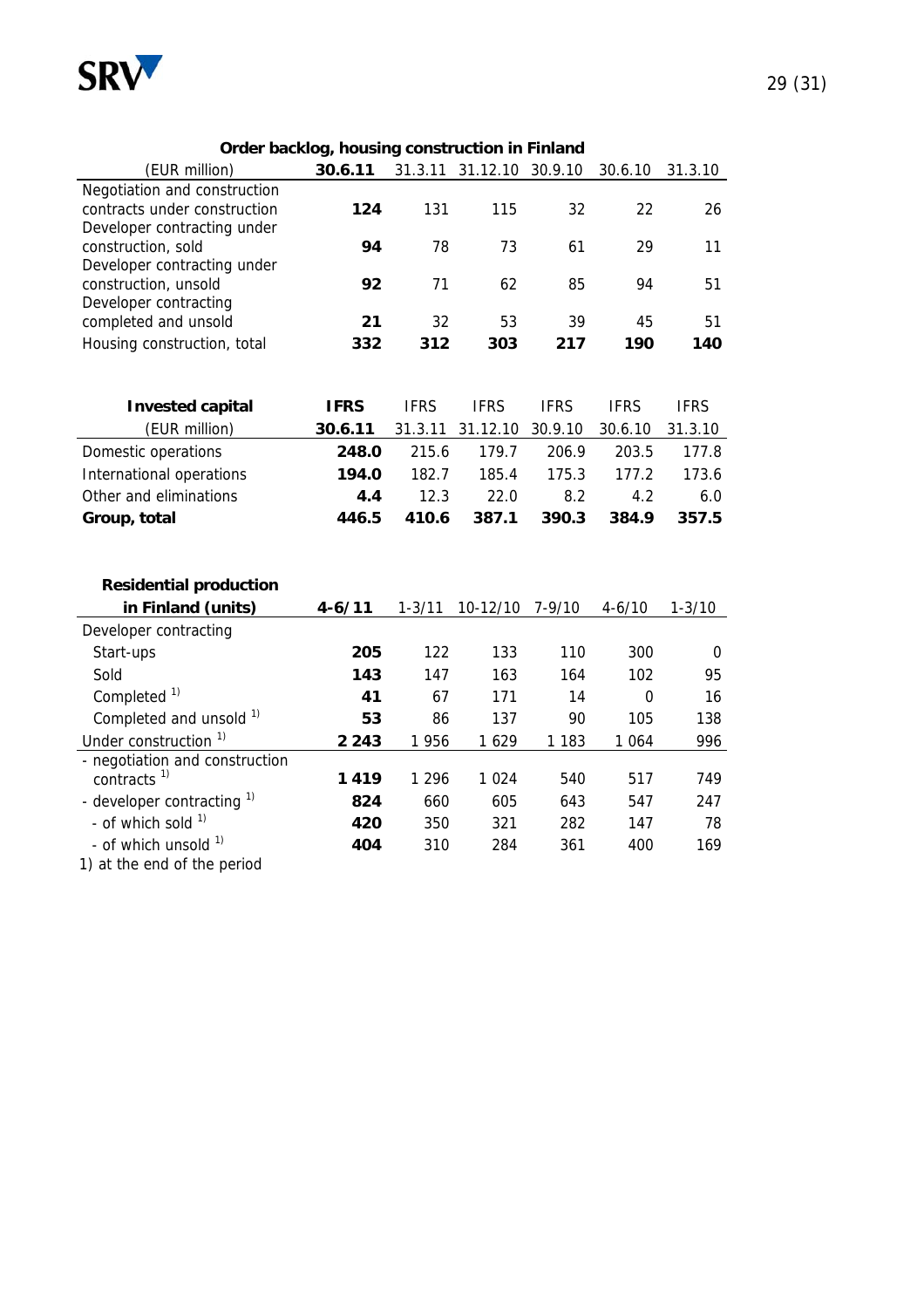**Order backlog, housing construction in Finland**

| (EUR million) | **30.6.11** | 31.3.11 | 31.12.10 | 30.9.10 | 30.6.10 | 31.3.10 |
|---|---|---|---|---|---|---|
| Negotiation and construction contracts under construction | **124** | 131 | 115 | 32 | 22 | 26 |
| Developer contracting under construction, sold | **94** | 78 | 73 | 61 | 29 | 11 |
| Developer contracting under construction, unsold | **92** | 71 | 62 | 85 | 94 | 51 |
| Developer contracting completed and unsold | **21** | 32 | 53 | 39 | 45 | 51 |
| Housing construction, total | **332** | **312** | **303** | **217** | **190** | **140** |

| **Invested capital** | **IFRS** | IFRS | IFRS | IFRS | IFRS | IFRS |
|---|---|---|---|---|---|---|
| (EUR million) | **30.6.11** | 31.3.11 | 31.12.10 | 30.9.10 | 30.6.10 | 31.3.10 |
| Domestic operations | **248.0** | 215.6 | 179.7 | 206.9 | 203.5 | 177.8 |
| International operations | **194.0** | 182.7 | 185.4 | 175.3 | 177.2 | 173.6 |
| Other and eliminations | **4.4** | 12.3 | 22.0 | 8.2 | 4.2 | 6.0 |
| **Group, total** | **446.5** | **410.6** | **387.1** | **390.3** | **384.9** | **357.5** |

| **Residential production in Finland (units)** | **4-6/11** | 1-3/11 | 10-12/10 | 7-9/10 | 4-6/10 | 1-3/10 |
|---|---|---|---|---|---|---|
| Developer contracting | | | | | | |
| Start-ups | **205** | 122 | 133 | 110 | 300 | 0 |
| Sold | **143** | 147 | 163 | 164 | 102 | 95 |
| Completed [1] | **41** | 67 | 171 | 14 | 0 | 16 |
| Completed and unsold [1] | **53** | 86 | 137 | 90 | 105 | 138 |
| Under construction [1] | **2 243** | 1 956 | 1 629 | 1 183 | 1 064 | 996 |
| - negotiation and construction contracts [1] | **1 419** | 1 296 | 1 024 | 540 | 517 | 749 |
| - developer contracting [1] | **824** | 660 | 605 | 643 | 547 | 247 |
| - of which sold [1] | **420** | 350 | 321 | 282 | 147 | 78 |
| - of which unsold [1] | **404** | 310 | 284 | 361 | 400 | 169 |

1) at the end of the period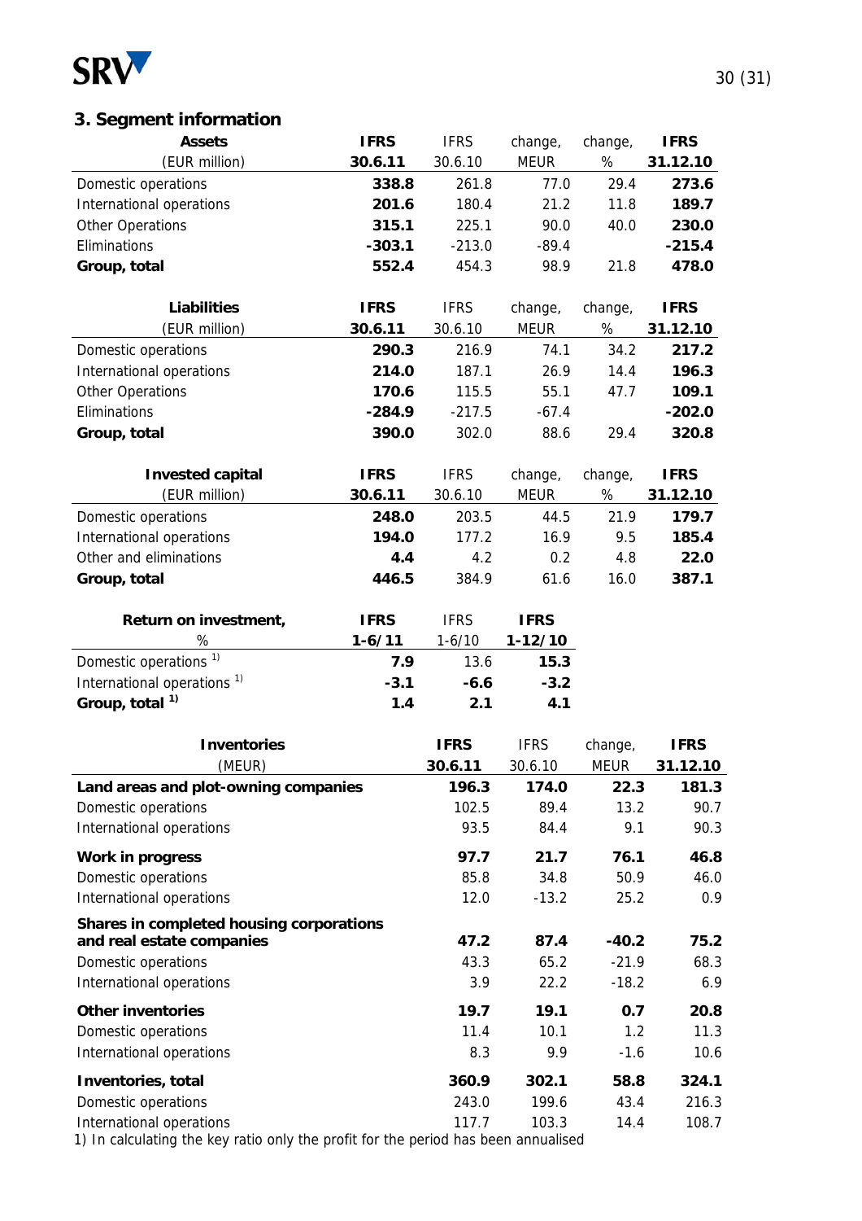## 3. Segment information

| Assets (EUR million) | IFRS 30.6.11 | IFRS 30.6.10 | change, MEUR | change, % | IFRS 31.12.10 |
|---|---|---|---|---|---|
| Domestic operations | **338.8** | 261.8 | 77.0 | 29.4 | **273.6** |
| International operations | **201.6** | 180.4 | 21.2 | 11.8 | **189.7** |
| Other Operations | **315.1** | 225.1 | 90.0 | 40.0 | **230.0** |
| Eliminations | **-303.1** | -213.0 | -89.4 | | **-215.4** |
| **Group, total** | **552.4** | 454.3 | 98.9 | 21.8 | **478.0** |

| Liabilities (EUR million) | IFRS 30.6.11 | IFRS 30.6.10 | change, MEUR | change, % | IFRS 31.12.10 |
|---|---|---|---|---|---|
| Domestic operations | **290.3** | 216.9 | 74.1 | 34.2 | **217.2** |
| International operations | **214.0** | 187.1 | 26.9 | 14.4 | **196.3** |
| Other Operations | **170.6** | 115.5 | 55.1 | 47.7 | **109.1** |
| Eliminations | **-284.9** | -217.5 | -67.4 | | **-202.0** |
| **Group, total** | **390.0** | 302.0 | 88.6 | 29.4 | **320.8** |

| Invested capital (EUR million) | IFRS 30.6.11 | IFRS 30.6.10 | change, MEUR | change, % | IFRS 31.12.10 |
|---|---|---|---|---|---|
| Domestic operations | **248.0** | 203.5 | 44.5 | 21.9 | **179.7** |
| International operations | **194.0** | 177.2 | 16.9 | 9.5 | **185.4** |
| Other and eliminations | **4.4** | 4.2 | 0.2 | 4.8 | **22.0** |
| **Group, total** | **446.5** | 384.9 | 61.6 | 16.0 | **387.1** |

| Return on investment, % | IFRS 1-6/11 | IFRS 1-6/10 | IFRS 1-12/10 |
|---|---|---|---|
| Domestic operations [1)] | **7.9** | 13.6 | **15.3** |
| International operations [1)] | **-3.1** | **-6.6** | **-3.2** |
| **Group, total [1)]** | **1.4** | **2.1** | **4.1** |

| Inventories (MEUR) | IFRS 30.6.11 | IFRS 30.6.10 | change, MEUR | IFRS 31.12.10 |
|---|---|---|---|---|
| **Land areas and plot-owning companies** | **196.3** | **174.0** | **22.3** | **181.3** |
| Domestic operations | 102.5 | 89.4 | 13.2 | 90.7 |
| International operations | 93.5 | 84.4 | 9.1 | 90.3 |
| **Work in progress** | **97.7** | **21.7** | **76.1** | **46.8** |
| Domestic operations | 85.8 | 34.8 | 50.9 | 46.0 |
| International operations | 12.0 | -13.2 | 25.2 | 0.9 |
| **Shares in completed housing corporations and real estate companies** | **47.2** | **87.4** | **-40.2** | **75.2** |
| Domestic operations | 43.3 | 65.2 | -21.9 | 68.3 |
| International operations | 3.9 | 22.2 | -18.2 | 6.9 |
| **Other inventories** | **19.7** | **19.1** | **0.7** | **20.8** |
| Domestic operations | 11.4 | 10.1 | 1.2 | 11.3 |
| International operations | 8.3 | 9.9 | -1.6 | 10.6 |
| **Inventories, total** | **360.9** | **302.1** | **58.8** | **324.1** |
| Domestic operations | 243.0 | 199.6 | 43.4 | 216.3 |
| International operations | 117.7 | 103.3 | 14.4 | 108.7 |

1) In calculating the key ratio only the profit for the period has been annualised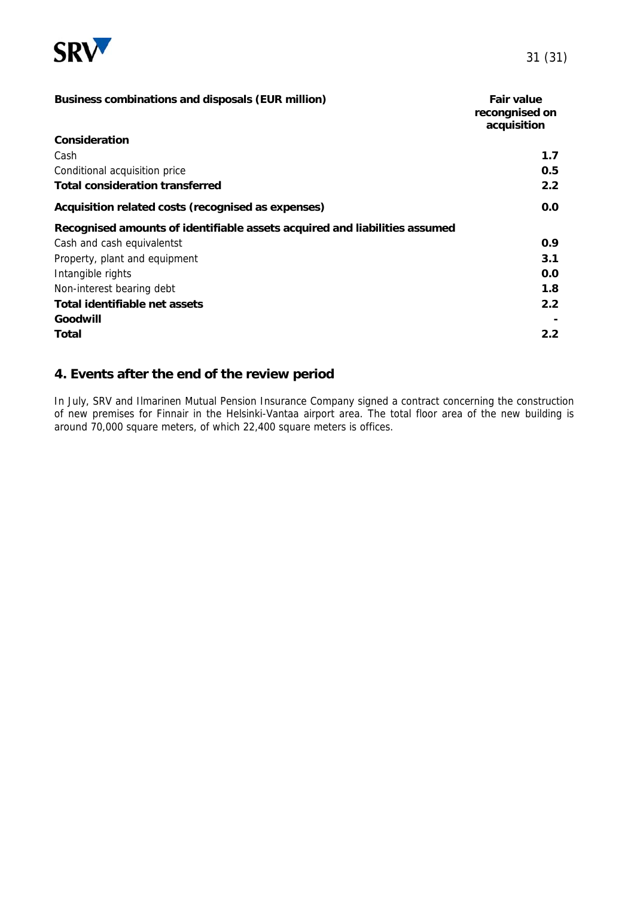| Business combinations and disposals (EUR million) | Fair value recongnised on acquisition |
|---|---|
| **Consideration** | |
| Cash | **1.7** |
| Conditional acquisition price | **0.5** |
| **Total consideration transferred** | **2.2** |
| **Acquisition related costs (recognised as expenses)** | **0.0** |
| **Recognised amounts of identifiable assets acquired and liabilities assumed** | |
| Cash and cash equivalentst | **0.9** |
| Property, plant and equipment | **3.1** |
| Intangible rights | **0.0** |
| Non-interest bearing debt | **1.8** |
| **Total identifiable net assets** | **2.2** |
| **Goodwill** | **-** |
| **Total** | **2.2** |

## 4. Events after the end of the review period

In July, SRV and Ilmarinen Mutual Pension Insurance Company signed a contract concerning the construction of new premises for Finnair in the Helsinki-Vantaa airport area. The total floor area of the new building is around 70,000 square meters, of which 22,400 square meters is offices.